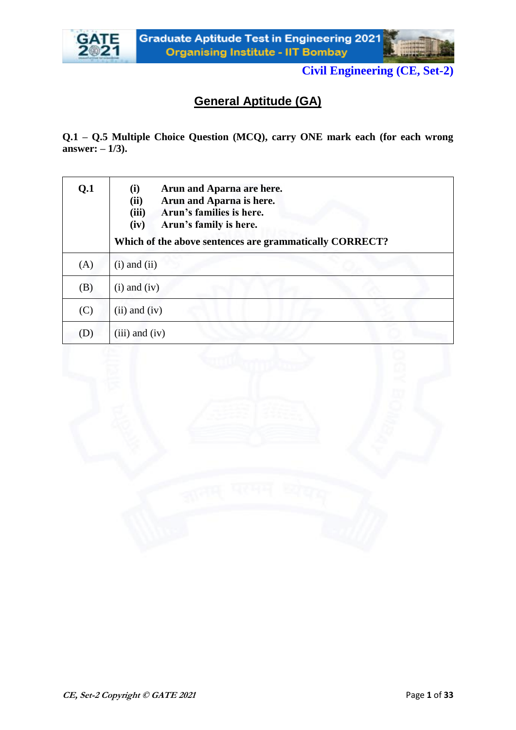Civil Engineering (CE, Set-2)

## General Aptitude (GA)

**Q.1 – Q.5 Multiple Choice Question (MCQ), carry ONE mark each (for each wrong answer: – 1/3).**

| Q.1 | **(i) Arun and Aparna are here.**<br>**(ii) Arun and Aparna is here.**<br>**(iii) Arun's families is here.**<br>**(iv) Arun's family is here.**<br><br>**Which of the above sentences are grammatically CORRECT?** |
|---|---|
| (A) | (i) and (ii) |
| (B) | (i) and (iv) |
| (C) | (ii) and (iv) |
| (D) | (iii) and (iv) |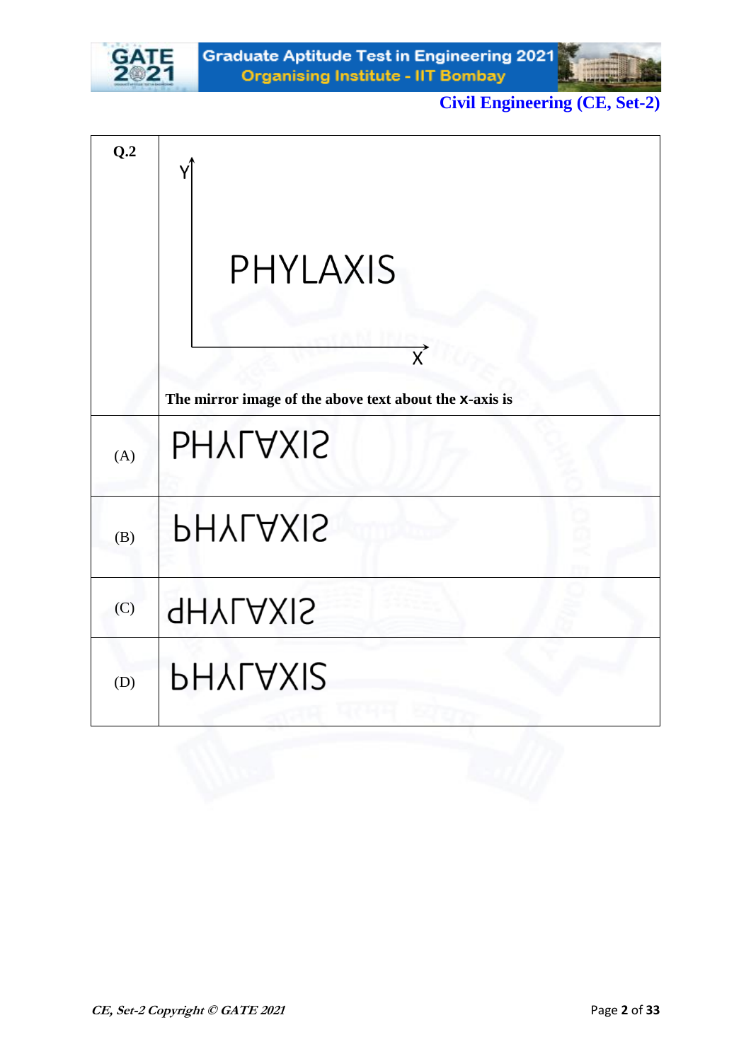| Q.2 | Y axis, X axis, with text: PHYLAXIS<br><br>**The mirror image of the above text about the x-axis is** |
|---|---|
| (A) | PHYLAXIS (flipped) |
| (B) | PHYLAXIS (flipped) |
| (C) | PHYLAXIS (flipped) |
| (D) | PHYLAXIS (flipped) |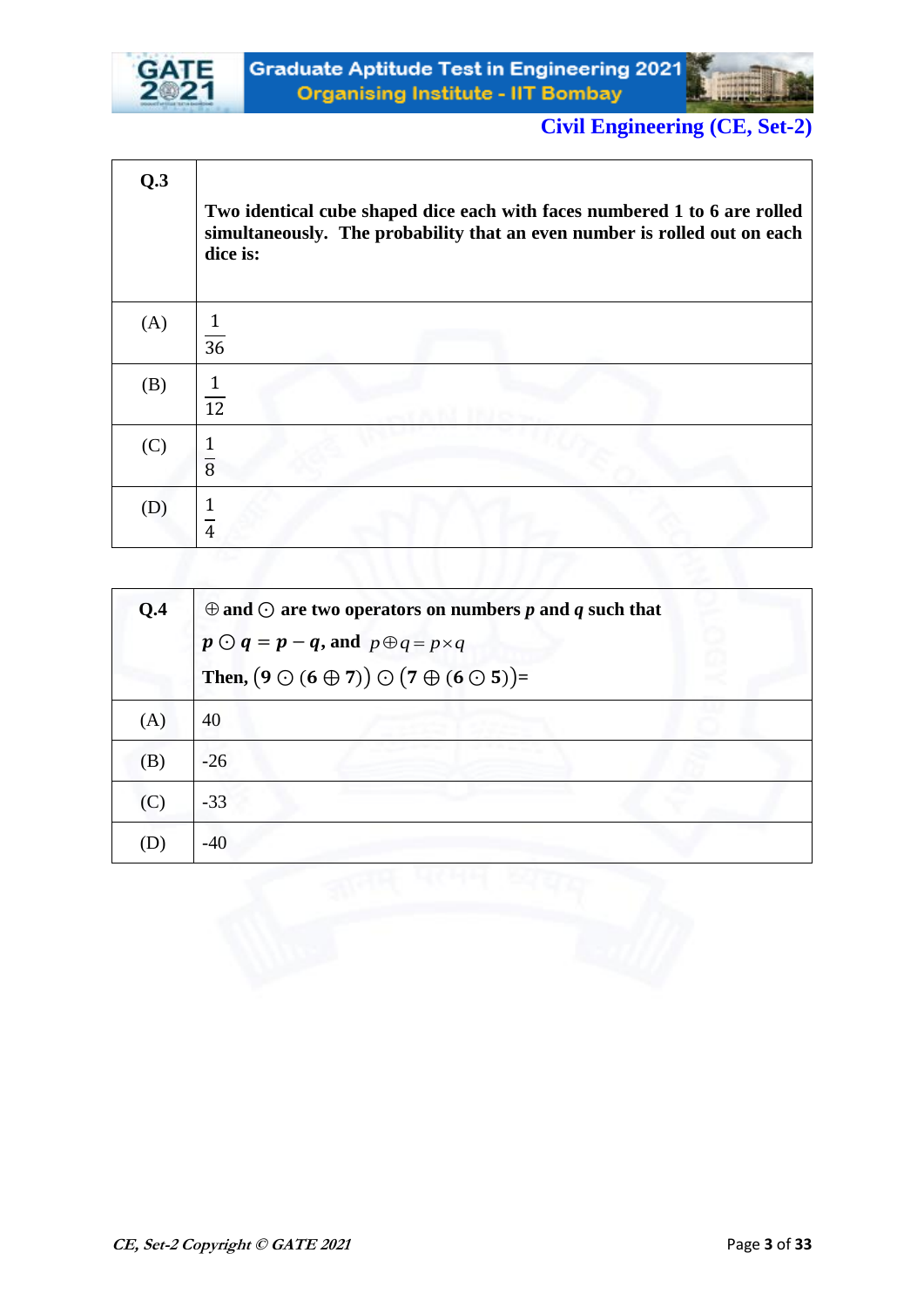| Q.3 | Two identical cube shaped dice each with faces numbered 1 to 6 are rolled simultaneously. The probability that an even number is rolled out on each dice is: |
| --- | --- |
| (A) | $\frac{1}{36}$ |
| (B) | $\frac{1}{12}$ |
| (C) | $\frac{1}{8}$ |
| (D) | $\frac{1}{4}$ |

| Q.4 | $\oplus$ and $\odot$ are two operators on numbers $p$ and $q$ such that $p \odot q = p - q$, and $p \oplus q = p \times q$ Then, $(9 \odot (6 \oplus 7)) \odot (7 \oplus (6 \odot 5))$= |
| --- | --- |
| (A) | 40 |
| (B) | -26 |
| (C) | -33 |
| (D) | -40 |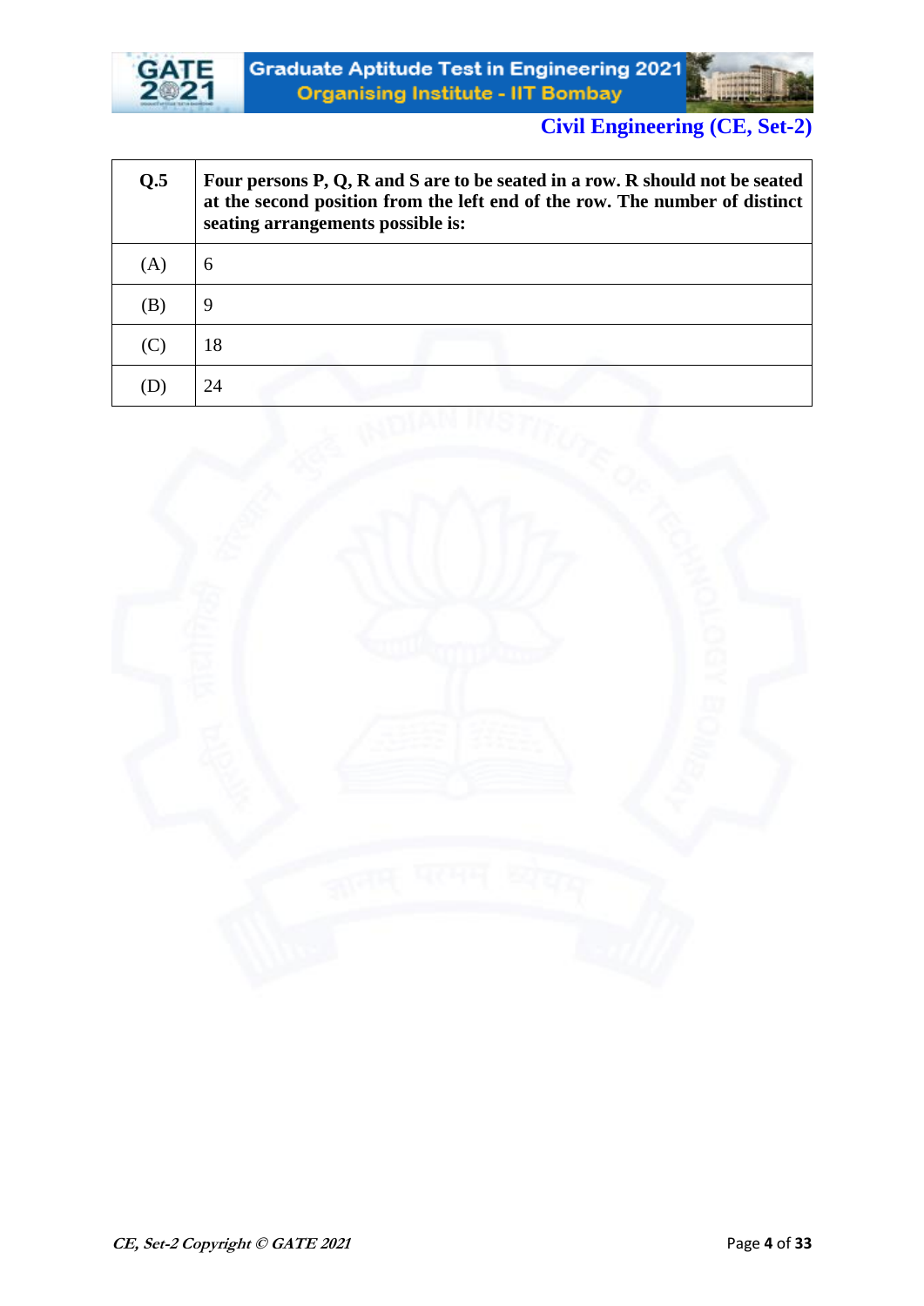| Q.5 | **Four persons P, Q, R and S are to be seated in a row. R should not be seated at the second position from the left end of the row. The number of distinct seating arrangements possible is:** |
|---|---|
| (A) | 6 |
| (B) | 9 |
| (C) | 18 |
| (D) | 24 |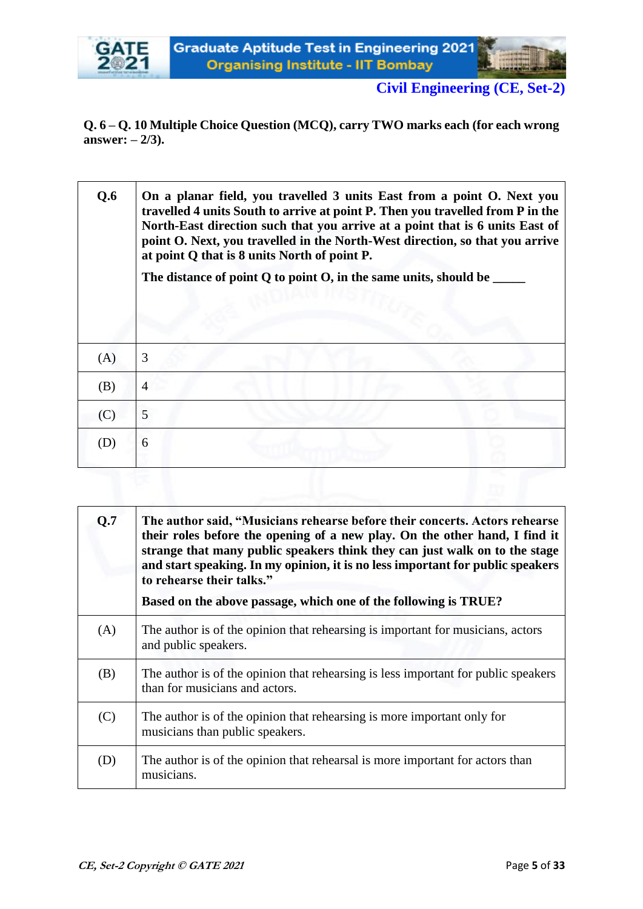**Q. 6 – Q. 10 Multiple Choice Question (MCQ), carry TWO marks each (for each wrong answer: – 2/3).**

| Q.6 | On a planar field, you travelled 3 units East from a point O. Next you travelled 4 units South to arrive at point P. Then you travelled from P in the North-East direction such that you arrive at a point that is 6 units East of point O. Next, you travelled in the North-West direction, so that you arrive at point Q that is 8 units North of point P. <br><br> The distance of point Q to point O, in the same units, should be _____ |
|---|---|
| (A) | 3 |
| (B) | 4 |
| (C) | 5 |
| (D) | 6 |

| Q.7 | The author said, "Musicians rehearse before their concerts. Actors rehearse their roles before the opening of a new play. On the other hand, I find it strange that many public speakers think they can just walk on to the stage and start speaking. In my opinion, it is no less important for public speakers to rehearse their talks." <br><br> Based on the above passage, which one of the following is TRUE? |
|---|---|
| (A) | The author is of the opinion that rehearsing is important for musicians, actors and public speakers. |
| (B) | The author is of the opinion that rehearsing is less important for public speakers than for musicians and actors. |
| (C) | The author is of the opinion that rehearsing is more important only for musicians than public speakers. |
| (D) | The author is of the opinion that rehearsal is more important for actors than musicians. |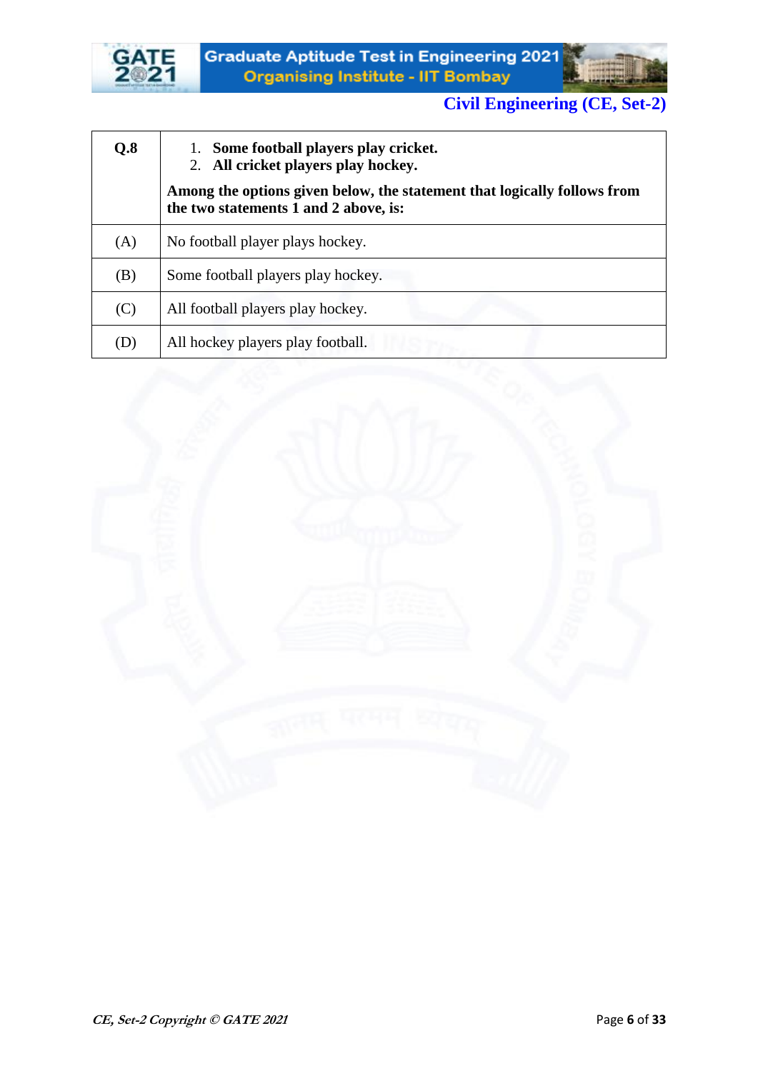| Q.8 | 1. **Some football players play cricket.**<br>2. **All cricket players play hockey.**<br><br>**Among the options given below, the statement that logically follows from the two statements 1 and 2 above, is:** |
|---|---|
| (A) | No football player plays hockey. |
| (B) | Some football players play hockey. |
| (C) | All football players play hockey. |
| (D) | All hockey players play football. |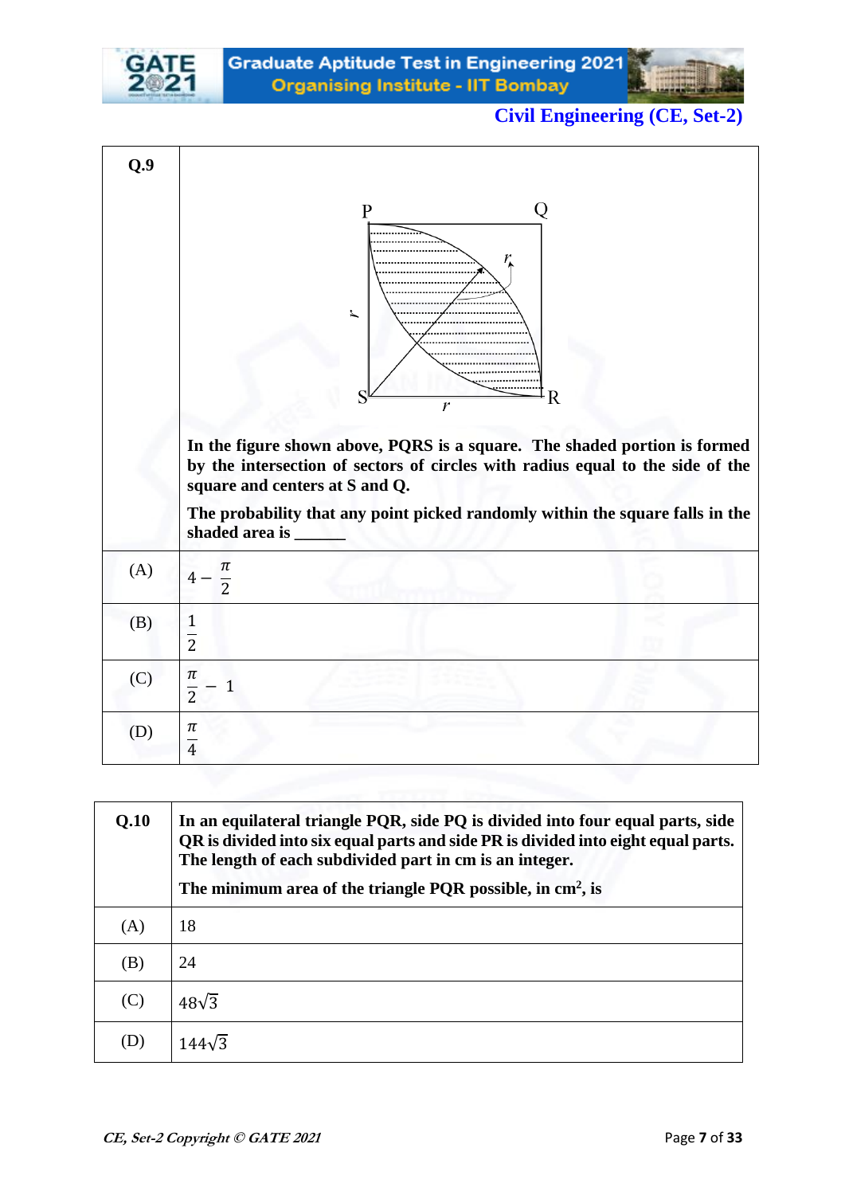**Civil Engineering (CE, Set-2)**

| Q.9 | In the figure shown above, PQRS is a square. The shaded portion is formed by the intersection of sectors of circles with radius equal to the side of the square and centers at S and Q. The probability that any point picked randomly within the square falls in the shaded area is ______ |
|---|---|
| (A) | $4 - \frac{\pi}{2}$ |
| (B) | $\frac{1}{2}$ |
| (C) | $\frac{\pi}{2} - 1$ |
| (D) | $\frac{\pi}{4}$ |

| Q.10 | In an equilateral triangle PQR, side PQ is divided into four equal parts, side QR is divided into six equal parts and side PR is divided into eight equal parts. The length of each subdivided part in cm is an integer. The minimum area of the triangle PQR possible, in cm$^2$, is |
|---|---|
| (A) | 18 |
| (B) | 24 |
| (C) | $48\sqrt{3}$ |
| (D) | $144\sqrt{3}$ |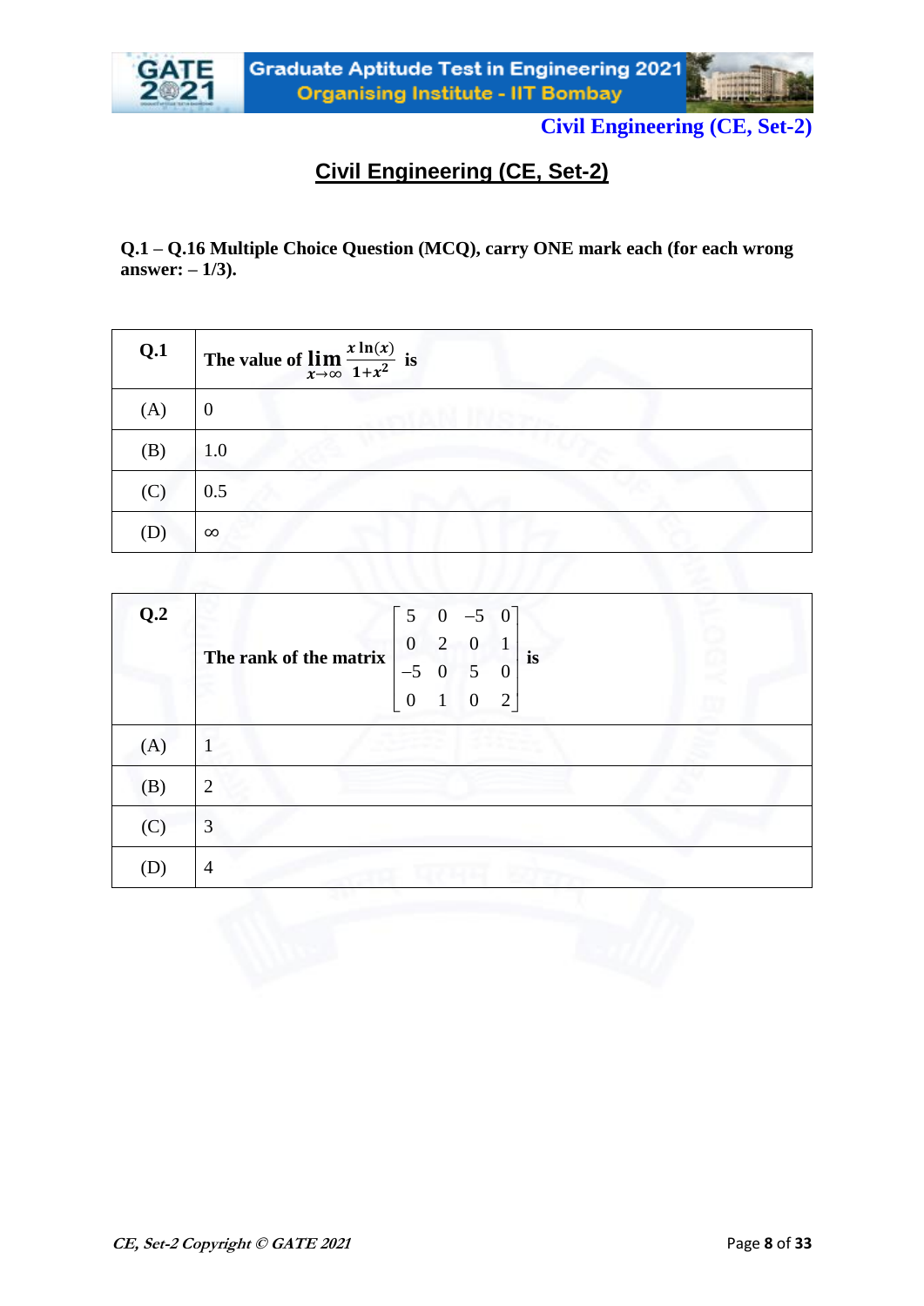## Civil Engineering (CE, Set-2)

**Q.1 – Q.16 Multiple Choice Question (MCQ), carry ONE mark each (for each wrong answer: – 1/3).**

| Q.1 | The value of $\lim_{x \to \infty} \frac{x \ln(x)}{1+x^2}$ is |
|---|---|
| (A) | 0 |
| (B) | 1.0 |
| (C) | 0.5 |
| (D) | $\infty$ |

| Q.2 | The rank of the matrix $\begin{bmatrix} 5 & 0 & -5 & 0 \\ 0 & 2 & 0 & 1 \\ -5 & 0 & 5 & 0 \\ 0 & 1 & 0 & 2 \end{bmatrix}$ is |
|---|---|
| (A) | 1 |
| (B) | 2 |
| (C) | 3 |
| (D) | 4 |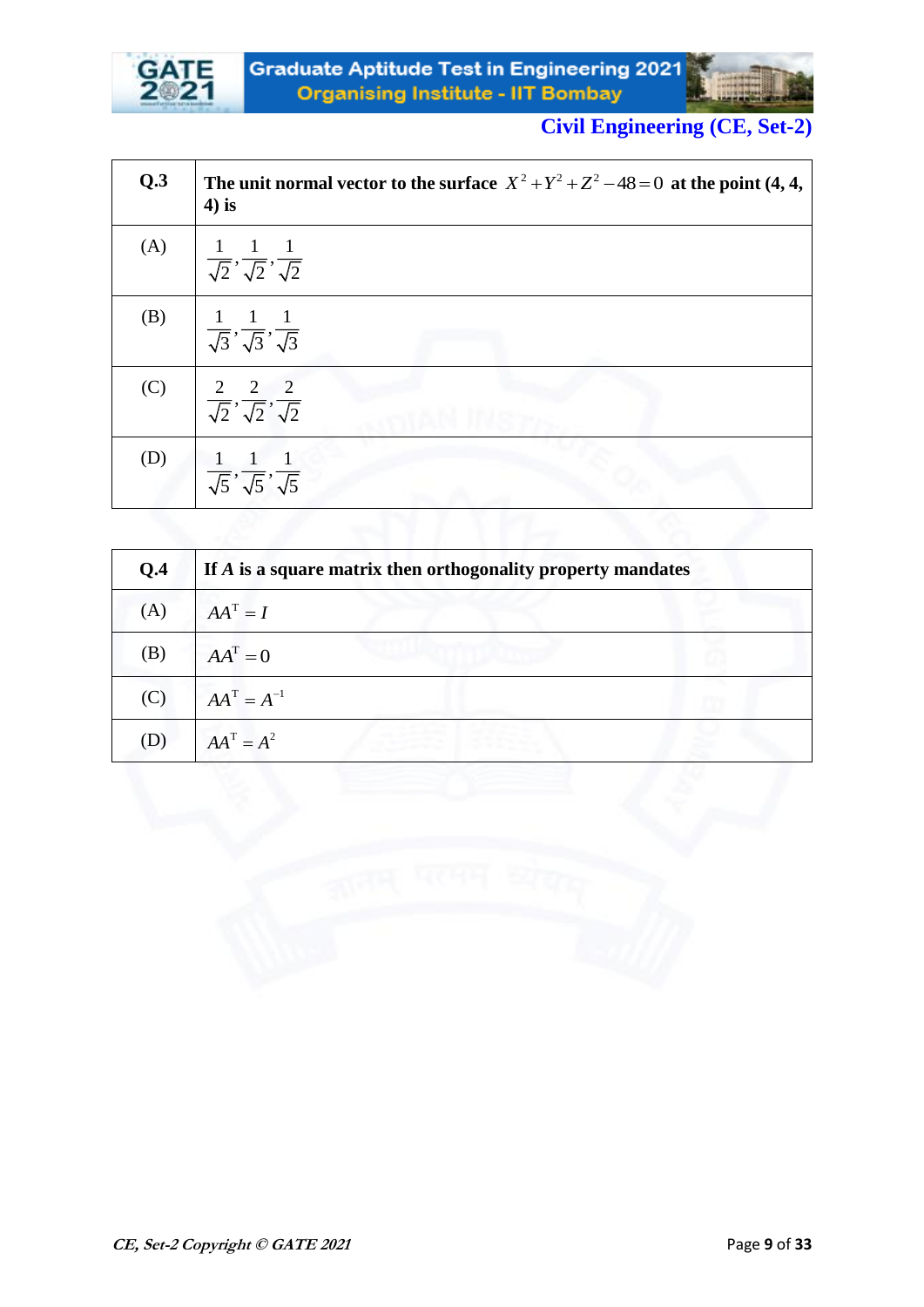## Civil Engineering (CE, Set-2)

| Q.3 | **The unit normal vector to the surface $X^2 + Y^2 + Z^2 - 48 = 0$ at the point (4, 4, 4) is** |
|---|---|
| (A) | $\frac{1}{\sqrt{2}}, \frac{1}{\sqrt{2}}, \frac{1}{\sqrt{2}}$ |
| (B) | $\frac{1}{\sqrt{3}}, \frac{1}{\sqrt{3}}, \frac{1}{\sqrt{3}}$ |
| (C) | $\frac{2}{\sqrt{2}}, \frac{2}{\sqrt{2}}, \frac{2}{\sqrt{2}}$ |
| (D) | $\frac{1}{\sqrt{5}}, \frac{1}{\sqrt{5}}, \frac{1}{\sqrt{5}}$ |

| Q.4 | **If $A$ is a square matrix then orthogonality property mandates** |
|---|---|
| (A) | $AA^{\mathrm{T}} = I$ |
| (B) | $AA^{\mathrm{T}} = 0$ |
| (C) | $AA^{\mathrm{T}} = A^{-1}$ |
| (D) | $AA^{\mathrm{T}} = A^2$ |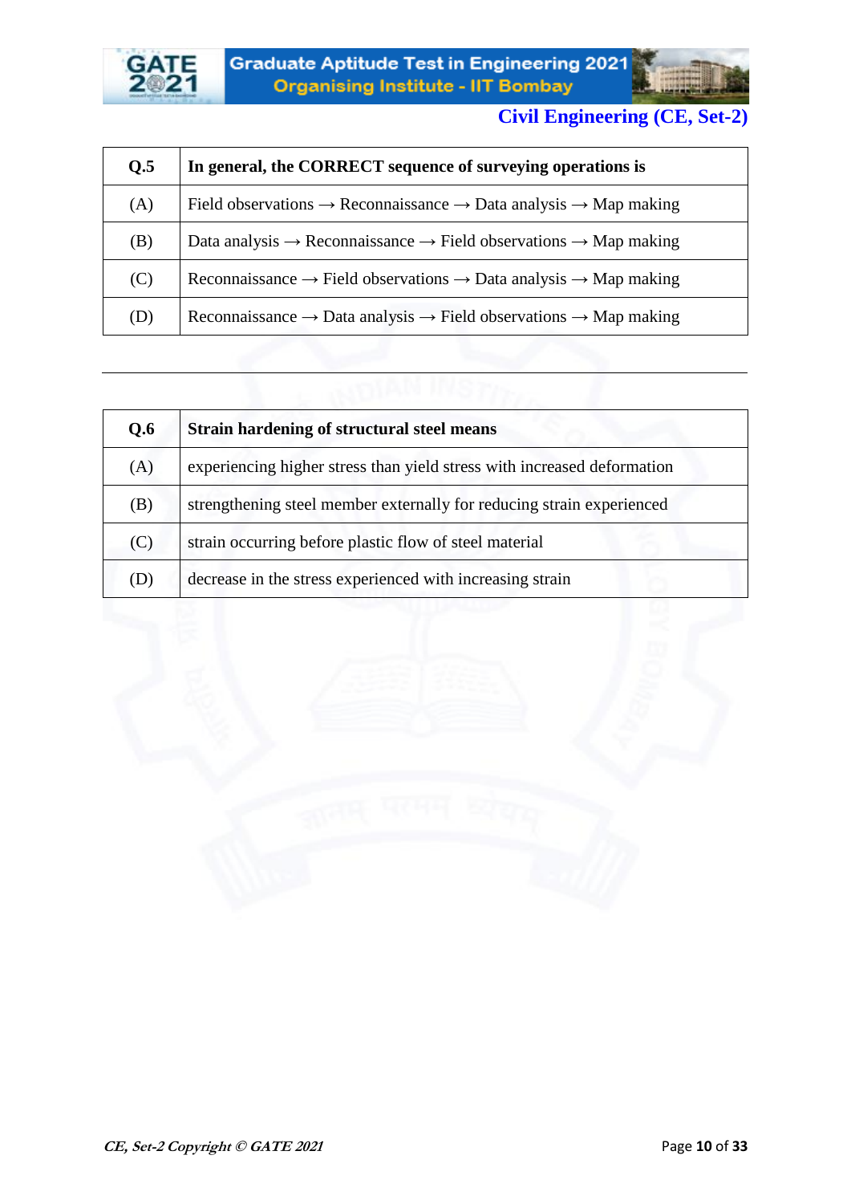| Q.5 | In general, the CORRECT sequence of surveying operations is |
|---|---|
| (A) | Field observations → Reconnaissance → Data analysis → Map making |
| (B) | Data analysis → Reconnaissance → Field observations → Map making |
| (C) | Reconnaissance → Field observations → Data analysis → Map making |
| (D) | Reconnaissance → Data analysis → Field observations → Map making |

---

| Q.6 | Strain hardening of structural steel means |
|---|---|
| (A) | experiencing higher stress than yield stress with increased deformation |
| (B) | strengthening steel member externally for reducing strain experienced |
| (C) | strain occurring before plastic flow of steel material |
| (D) | decrease in the stress experienced with increasing strain |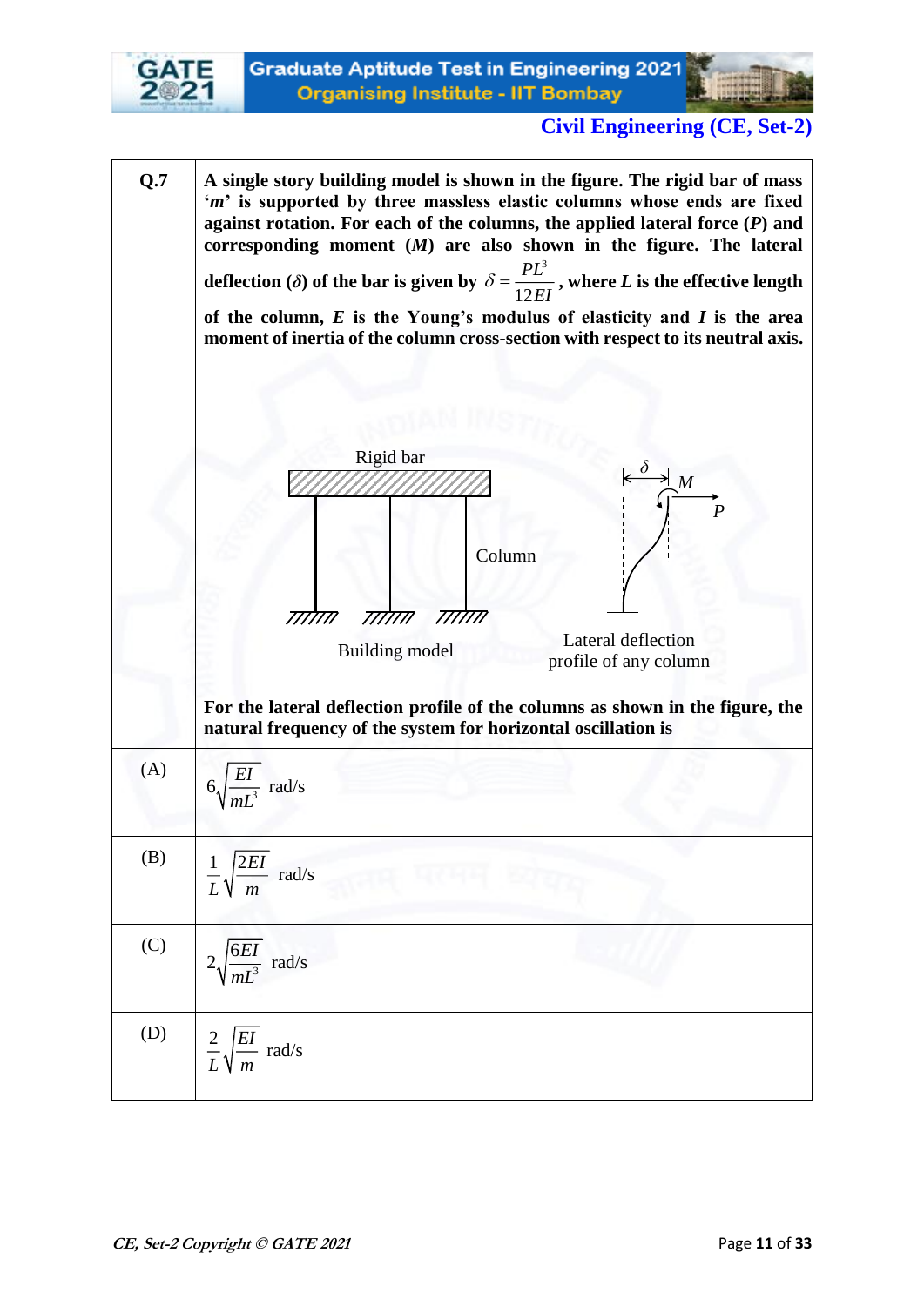| | |
|---|---|
| **Q.7** | **A single story building model is shown in the figure. The rigid bar of mass '*m*' is supported by three massless elastic columns whose ends are fixed against rotation. For each of the columns, the applied lateral force (*P*) and corresponding moment (*M*) are also shown in the figure. The lateral deflection ($\delta$) of the bar is given by $\delta = \dfrac{PL^3}{12EI}$, where *L* is the effective length of the column, *E* is the Young's modulus of elasticity and *I* is the area moment of inertia of the column cross-section with respect to its neutral axis.** <br><br> Rigid bar; Column; Building model; $\delta$; $M$; $P$; Lateral deflection profile of any column <br><br> **For the lateral deflection profile of the columns as shown in the figure, the natural frequency of the system for horizontal oscillation is** |
| (A) | $6\sqrt{\dfrac{EI}{mL^3}}$ rad/s |
| (B) | $\dfrac{1}{L}\sqrt{\dfrac{2EI}{m}}$ rad/s |
| (C) | $2\sqrt{\dfrac{6EI}{mL^3}}$ rad/s |
| (D) | $\dfrac{2}{L}\sqrt{\dfrac{EI}{m}}$ rad/s |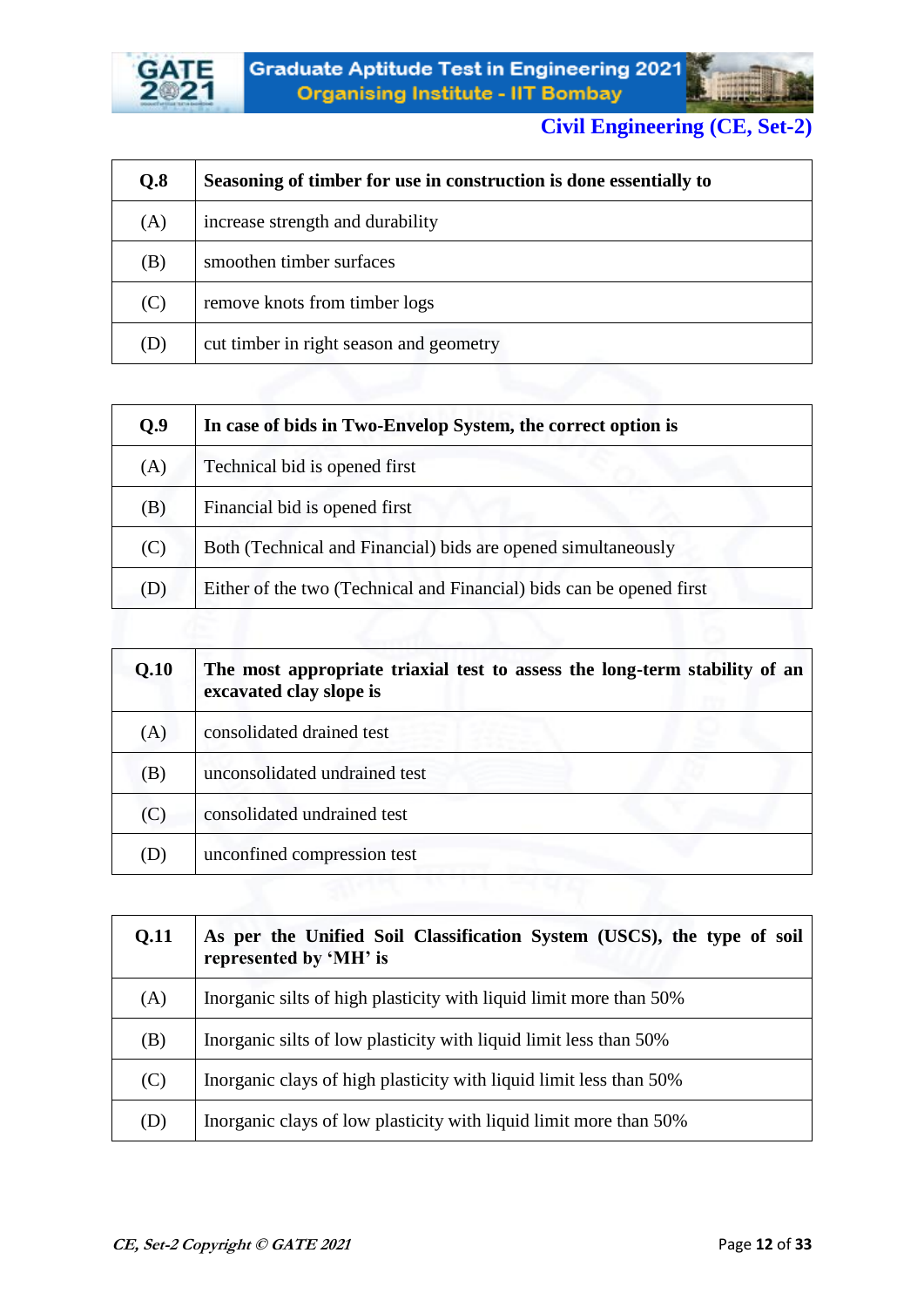| Q.8 | Seasoning of timber for use in construction is done essentially to |
|---|---|
| (A) | increase strength and durability |
| (B) | smoothen timber surfaces |
| (C) | remove knots from timber logs |
| (D) | cut timber in right season and geometry |

| Q.9 | In case of bids in Two-Envelop System, the correct option is |
|---|---|
| (A) | Technical bid is opened first |
| (B) | Financial bid is opened first |
| (C) | Both (Technical and Financial) bids are opened simultaneously |
| (D) | Either of the two (Technical and Financial) bids can be opened first |

| Q.10 | The most appropriate triaxial test to assess the long-term stability of an excavated clay slope is |
|---|---|
| (A) | consolidated drained test |
| (B) | unconsolidated undrained test |
| (C) | consolidated undrained test |
| (D) | unconfined compression test |

| Q.11 | As per the Unified Soil Classification System (USCS), the type of soil represented by 'MH' is |
|---|---|
| (A) | Inorganic silts of high plasticity with liquid limit more than 50% |
| (B) | Inorganic silts of low plasticity with liquid limit less than 50% |
| (C) | Inorganic clays of high plasticity with liquid limit less than 50% |
| (D) | Inorganic clays of low plasticity with liquid limit more than 50% |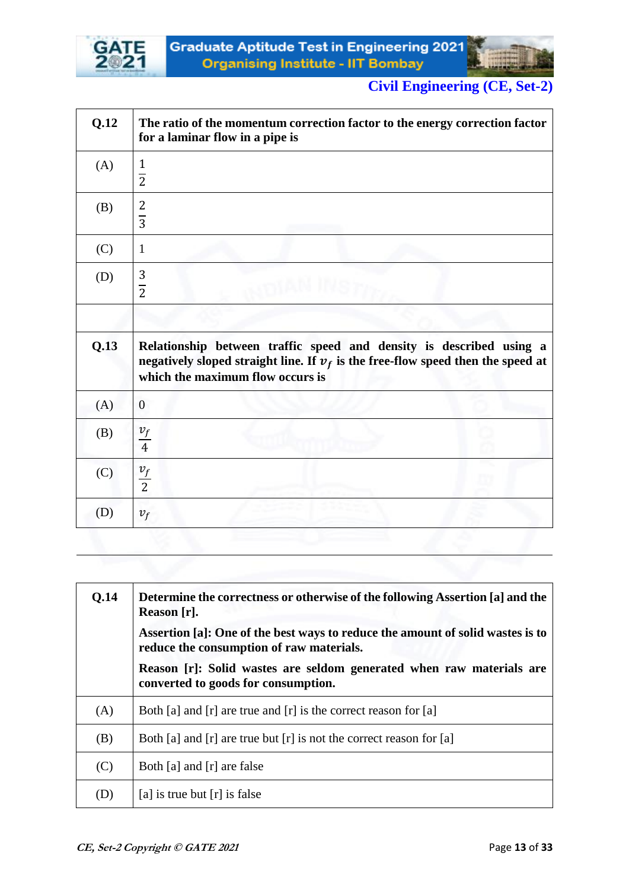| Q.12 | The ratio of the momentum correction factor to the energy correction factor for a laminar flow in a pipe is |
|---|---|
| (A) | $\frac{1}{2}$ |
| (B) | $\frac{2}{3}$ |
| (C) | 1 |
| (D) | $\frac{3}{2}$ |

| Q.13 | Relationship between traffic speed and density is described using a negatively sloped straight line. If $v_f$ is the free-flow speed then the speed at which the maximum flow occurs is |
|---|---|
| (A) | 0 |
| (B) | $\frac{v_f}{4}$ |
| (C) | $\frac{v_f}{2}$ |
| (D) | $v_f$ |

---

| Q.14 | Determine the correctness or otherwise of the following Assertion [a] and the Reason [r].<br><br>Assertion [a]: One of the best ways to reduce the amount of solid wastes is to reduce the consumption of raw materials.<br><br>Reason [r]: Solid wastes are seldom generated when raw materials are converted to goods for consumption. |
|---|---|
| (A) | Both [a] and [r] are true and [r] is the correct reason for [a] |
| (B) | Both [a] and [r] are true but [r] is not the correct reason for [a] |
| (C) | Both [a] and [r] are false |
| (D) | [a] is true but [r] is false |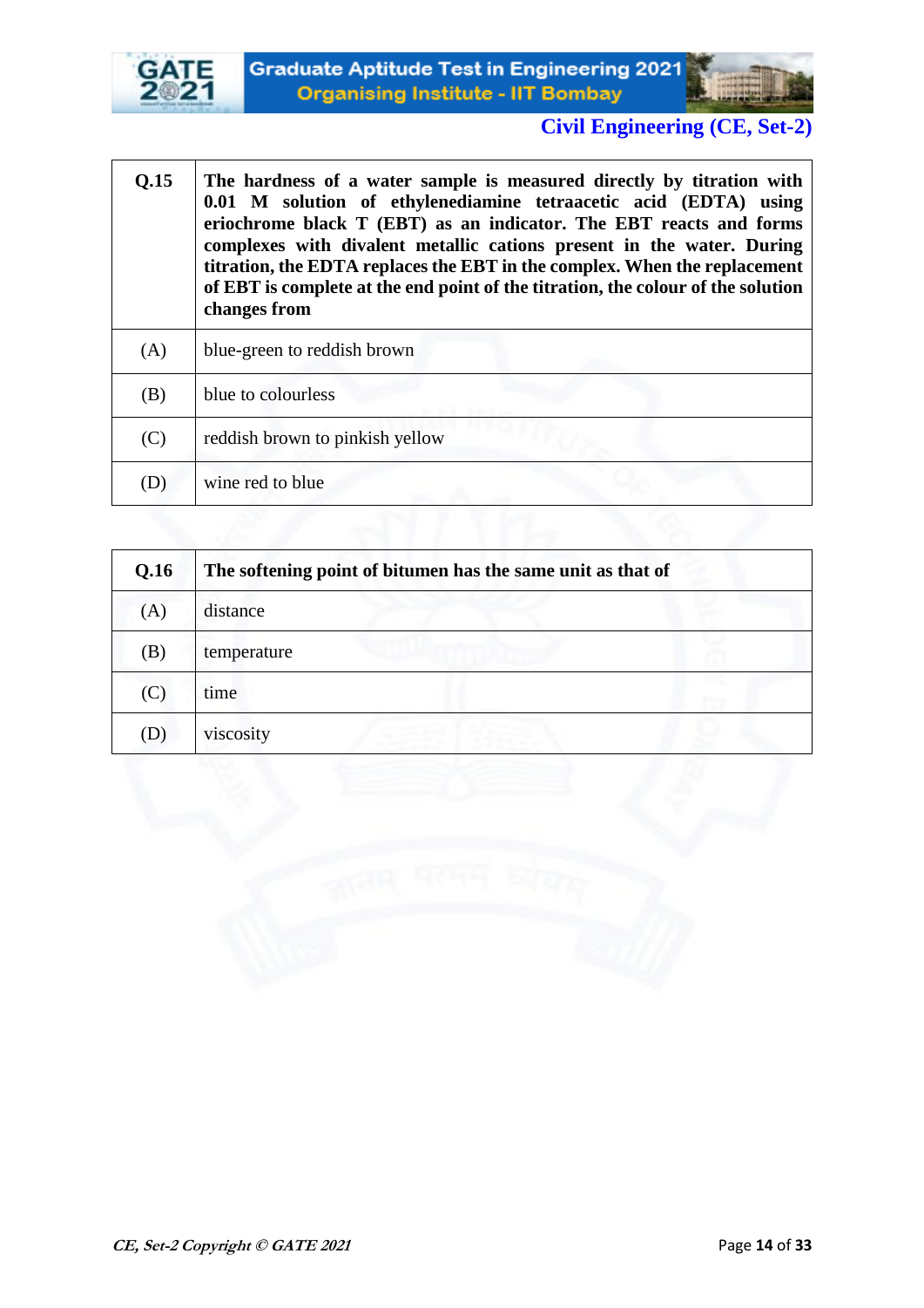| Q.15 | **The hardness of a water sample is measured directly by titration with 0.01 M solution of ethylenediamine tetraacetic acid (EDTA) using eriochrome black T (EBT) as an indicator. The EBT reacts and forms complexes with divalent metallic cations present in the water. During titration, the EDTA replaces the EBT in the complex. When the replacement of EBT is complete at the end point of the titration, the colour of the solution changes from** |
|---|---|
| (A) | blue-green to reddish brown |
| (B) | blue to colourless |
| (C) | reddish brown to pinkish yellow |
| (D) | wine red to blue |

| Q.16 | **The softening point of bitumen has the same unit as that of** |
|---|---|
| (A) | distance |
| (B) | temperature |
| (C) | time |
| (D) | viscosity |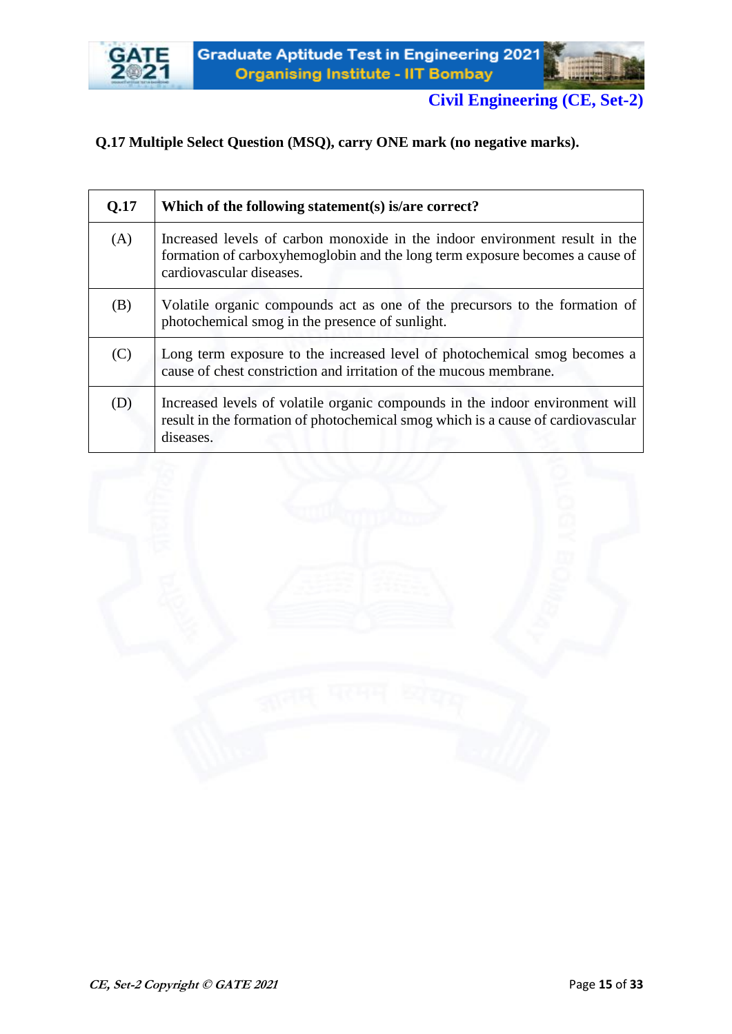**Q.17 Multiple Select Question (MSQ), carry ONE mark (no negative marks).**

| Q.17 | Which of the following statement(s) is/are correct? |
|---|---|
| (A) | Increased levels of carbon monoxide in the indoor environment result in the formation of carboxyhemoglobin and the long term exposure becomes a cause of cardiovascular diseases. |
| (B) | Volatile organic compounds act as one of the precursors to the formation of photochemical smog in the presence of sunlight. |
| (C) | Long term exposure to the increased level of photochemical smog becomes a cause of chest constriction and irritation of the mucous membrane. |
| (D) | Increased levels of volatile organic compounds in the indoor environment will result in the formation of photochemical smog which is a cause of cardiovascular diseases. |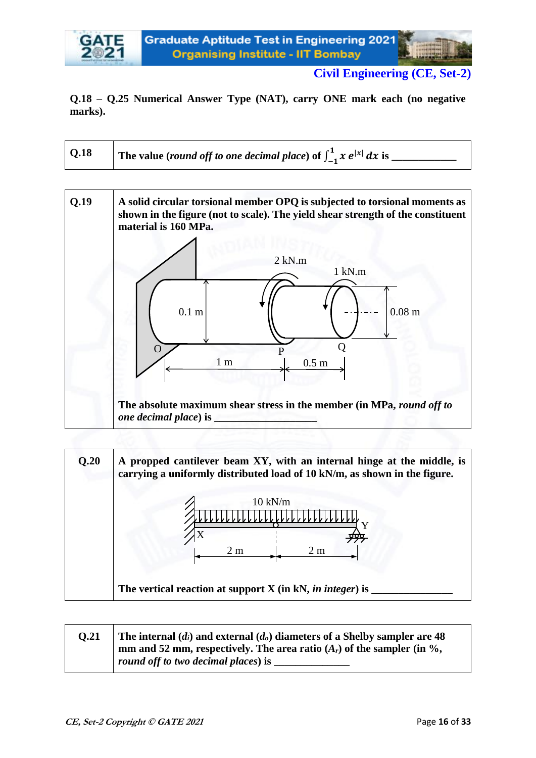**Civil Engineering (CE, Set-2)**

**Q.18 – Q.25 Numerical Answer Type (NAT), carry ONE mark each (no negative marks).**

| | |
|---|---|
| **Q.18** | **The value (*round off to one decimal place*) of $\int_{-1}^{1} x\, e^{\lvert x \rvert}\, dx$ is \_\_\_\_\_\_\_\_\_\_\_\_** |

| | |
|---|---|
| **Q.19** | **A solid circular torsional member OPQ is subjected to torsional moments as shown in the figure (not to scale). The yield shear strength of the constituent material is 160 MPa.** |

2 kN.m    1 kN.m

0.1 m    0.08 m

O    P    Q

1 m    0.5 m

**The absolute maximum shear stress in the member (in MPa, *round off to one decimal place*) is \_\_\_\_\_\_\_\_\_\_\_\_\_\_\_\_\_\_\_**

| | |
|---|---|
| **Q.20** | **A propped cantilever beam XY, with an internal hinge at the middle, is carrying a uniformly distributed load of 10 kN/m, as shown in the figure.** |

10 kN/m

X    Y

2 m    2 m

**The vertical reaction at support X (in kN, *in integer*) is \_\_\_\_\_\_\_\_\_\_\_\_\_\_\_**

| | |
|---|---|
| **Q.21** | **The internal ($d_i$) and external ($d_o$) diameters of a Shelby sampler are 48 mm and 52 mm, respectively. The area ratio ($A_r$) of the sampler (in %, *round off to two decimal places*) is \_\_\_\_\_\_\_\_\_\_\_\_\_\_** |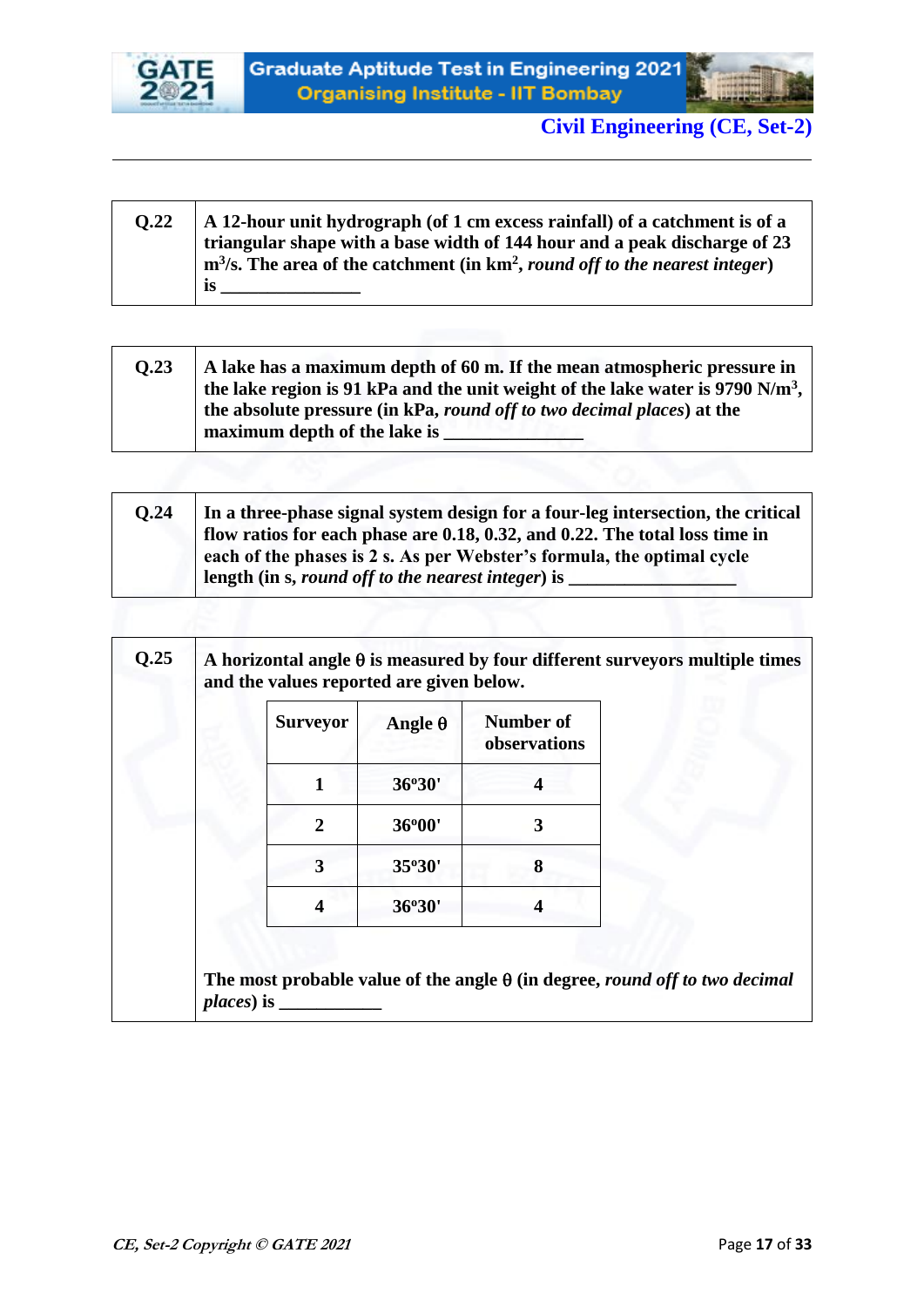**Q.22** A 12-hour unit hydrograph (of 1 cm excess rainfall) of a catchment is of a triangular shape with a base width of 144 hour and a peak discharge of 23 $m^3/s$. The area of the catchment (in $km^2$, *round off to the nearest integer*) is ______________

**Q.23** A lake has a maximum depth of 60 m. If the mean atmospheric pressure in the lake region is 91 kPa and the unit weight of the lake water is 9790 $N/m^3$, the absolute pressure (in kPa, *round off to two decimal places*) at the maximum depth of the lake is ______________

**Q.24** In a three-phase signal system design for a four-leg intersection, the critical flow ratios for each phase are 0.18, 0.32, and 0.22. The total loss time in each of the phases is 2 s. As per Webster's formula, the optimal cycle length (in s, *round off to the nearest integer*) is ________________

**Q.25** A horizontal angle θ is measured by four different surveyors multiple times and the values reported are given below.

| Surveyor | Angle θ | Number of observations |
|---|---|---|
| 1 | 36°30' | 4 |
| 2 | 36°00' | 3 |
| 3 | 35°30' | 8 |
| 4 | 36°30' | 4 |

The most probable value of the angle θ (in degree, *round off to two decimal places*) is __________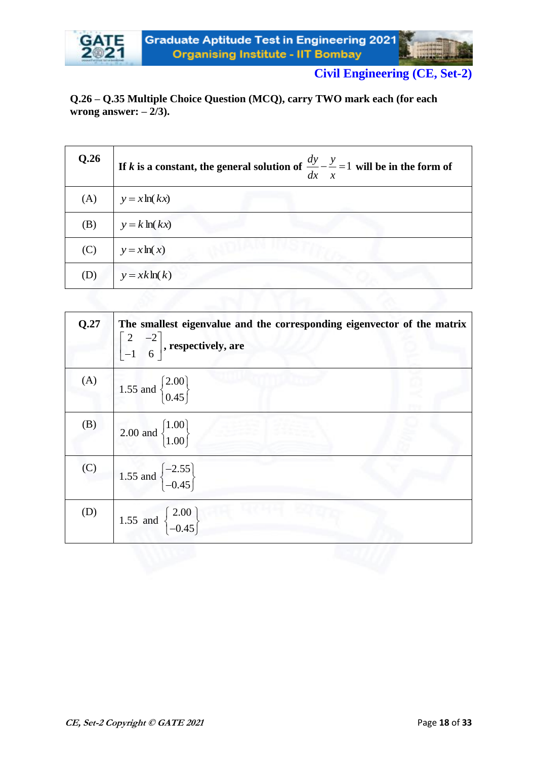**Q.26 – Q.35 Multiple Choice Question (MCQ), carry TWO mark each (for each wrong answer: – 2/3).**

| **Q.26** | **If $k$ is a constant, the general solution of $\frac{dy}{dx} - \frac{y}{x} = 1$ will be in the form of** |
|---|---|
| (A) | $y = x \ln(kx)$ |
| (B) | $y = k \ln(kx)$ |
| (C) | $y = x \ln(x)$ |
| (D) | $y = xk \ln(k)$ |

| **Q.27** | **The smallest eigenvalue and the corresponding eigenvector of the matrix $\begin{bmatrix} 2 & -2 \\ -1 & 6 \end{bmatrix}$, respectively, are** |
|---|---|
| (A) | 1.55 and $\begin{Bmatrix} 2.00 \\ 0.45 \end{Bmatrix}$ |
| (B) | 2.00 and $\begin{Bmatrix} 1.00 \\ 1.00 \end{Bmatrix}$ |
| (C) | 1.55 and $\begin{Bmatrix} -2.55 \\ -0.45 \end{Bmatrix}$ |
| (D) | 1.55 and $\begin{Bmatrix} 2.00 \\ -0.45 \end{Bmatrix}$ |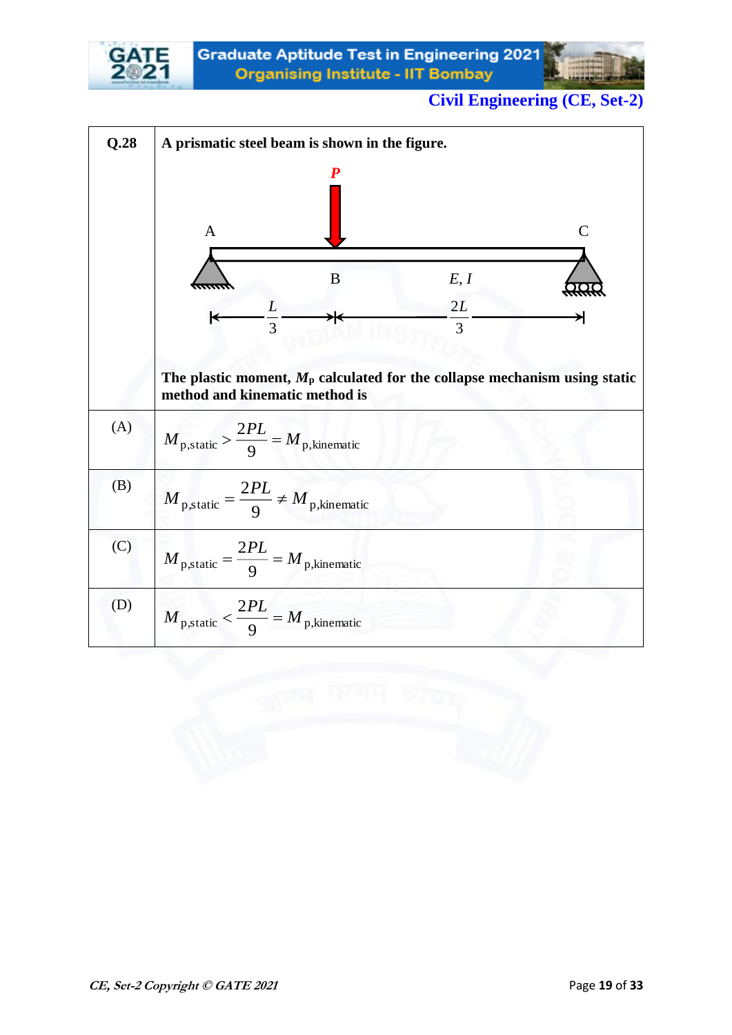| Q.28 | **A prismatic steel beam is shown in the figure.** |
|---|---|
| | A, B, C, $P$, $E, I$, $\frac{L}{3}$, $\frac{2L}{3}$ |
| | **The plastic moment, $M_p$ calculated for the collapse mechanism using static method and kinematic method is** |
| (A) | $M_{p,\text{static}} > \frac{2PL}{9} = M_{p,\text{kinematic}}$ |
| (B) | $M_{p,\text{static}} = \frac{2PL}{9} \neq M_{p,\text{kinematic}}$ |
| (C) | $M_{p,\text{static}} = \frac{2PL}{9} = M_{p,\text{kinematic}}$ |
| (D) | $M_{p,\text{static}} < \frac{2PL}{9} = M_{p,\text{kinematic}}$ |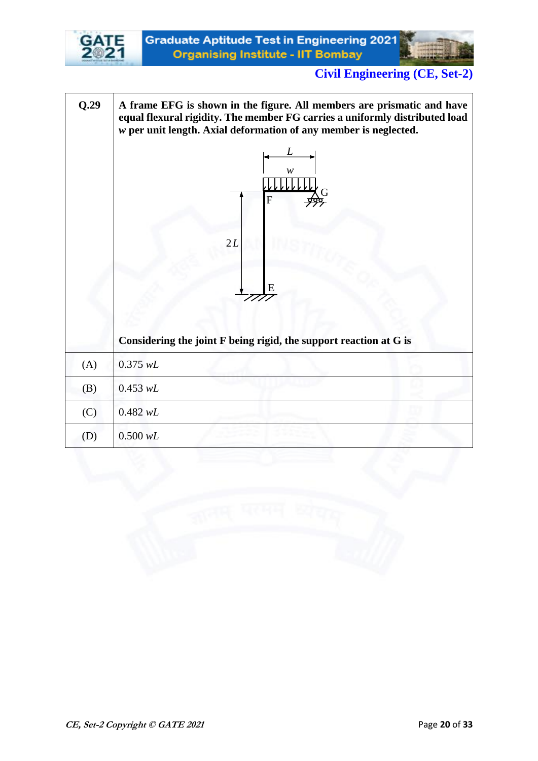| Q.29 | A frame EFG is shown in the figure. All members are prismatic and have equal flexural rigidity. The member FG carries a uniformly distributed load $w$ per unit length. Axial deformation of any member is neglected. |
|---|---|
| | Considering the joint F being rigid, the support reaction at G is |
| (A) | $0.375\ wL$ |
| (B) | $0.453\ wL$ |
| (C) | $0.482\ wL$ |
| (D) | $0.500\ wL$ |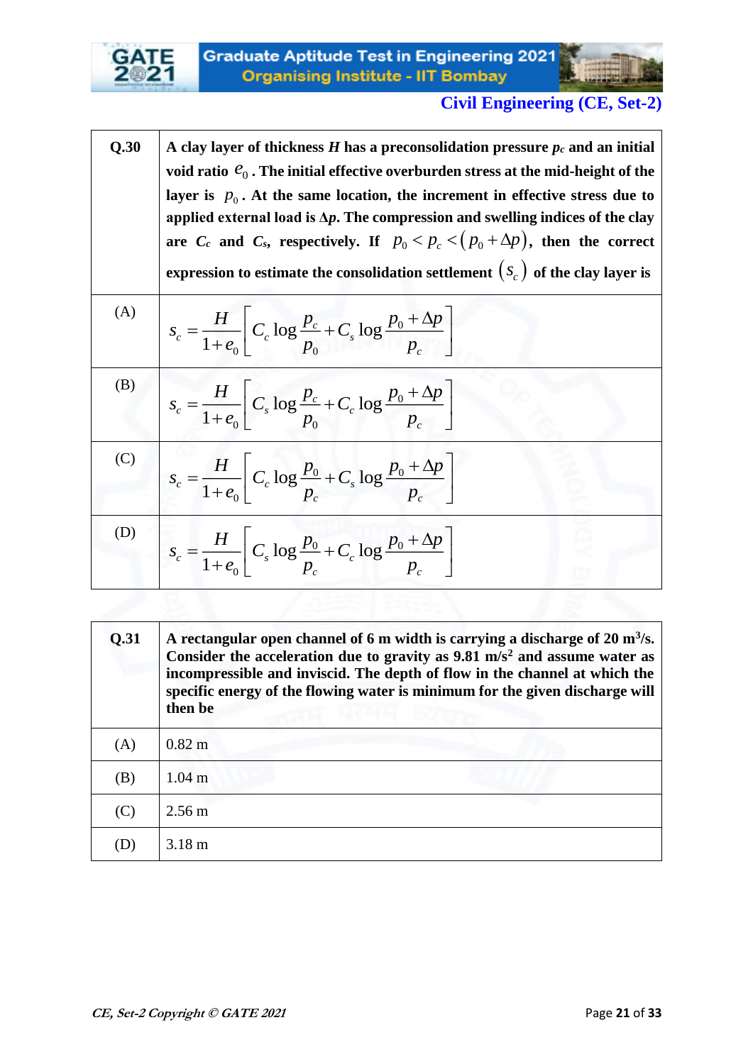Civil Engineering (CE, Set-2)

| | |
|---|---|
| **Q.30** | **A clay layer of thickness $H$ has a preconsolidation pressure $p_c$ and an initial void ratio $e_0$. The initial effective overburden stress at the mid-height of the layer is $p_0$. At the same location, the increment in effective stress due to applied external load is $\Delta p$. The compression and swelling indices of the clay are $C_c$ and $C_s$, respectively. If $p_0 < p_c < (p_0 + \Delta p)$, then the correct expression to estimate the consolidation settlement $(s_c)$ of the clay layer is** |
| (A) | $s_c = \dfrac{H}{1+e_0}\left[C_c \log\dfrac{p_c}{p_0} + C_s \log\dfrac{p_0+\Delta p}{p_c}\right]$ |
| (B) | $s_c = \dfrac{H}{1+e_0}\left[C_s \log\dfrac{p_c}{p_0} + C_c \log\dfrac{p_0+\Delta p}{p_c}\right]$ |
| (C) | $s_c = \dfrac{H}{1+e_0}\left[C_c \log\dfrac{p_0}{p_c} + C_s \log\dfrac{p_0+\Delta p}{p_c}\right]$ |
| (D) | $s_c = \dfrac{H}{1+e_0}\left[C_s \log\dfrac{p_0}{p_c} + C_c \log\dfrac{p_0+\Delta p}{p_c}\right]$ |

| | |
|---|---|
| **Q.31** | **A rectangular open channel of 6 m width is carrying a discharge of 20 m$^3$/s. Consider the acceleration due to gravity as 9.81 m/s$^2$ and assume water as incompressible and inviscid. The depth of flow in the channel at which the specific energy of the flowing water is minimum for the given discharge will then be** |
| (A) | 0.82 m |
| (B) | 1.04 m |
| (C) | 2.56 m |
| (D) | 3.18 m |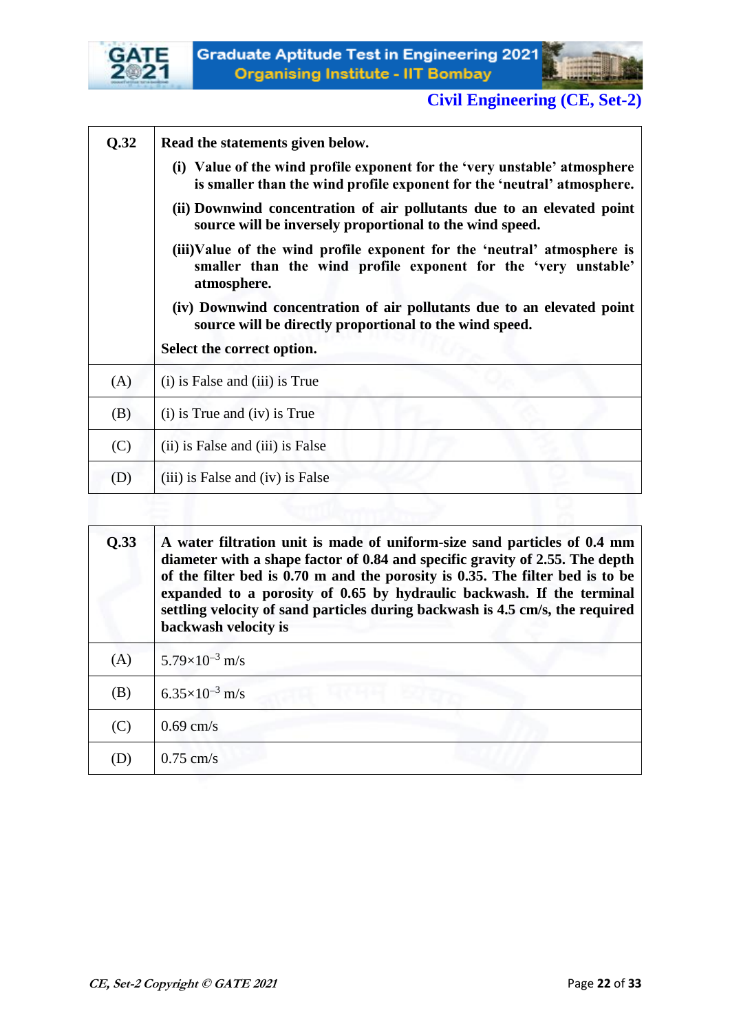| Q.32 | Read the statements given below. |
| --- | --- |
| | (i) Value of the wind profile exponent for the 'very unstable' atmosphere is smaller than the wind profile exponent for the 'neutral' atmosphere. |
| | (ii) Downwind concentration of air pollutants due to an elevated point source will be inversely proportional to the wind speed. |
| | (iii) Value of the wind profile exponent for the 'neutral' atmosphere is smaller than the wind profile exponent for the 'very unstable' atmosphere. |
| | (iv) Downwind concentration of air pollutants due to an elevated point source will be directly proportional to the wind speed. |
| | Select the correct option. |
| (A) | (i) is False and (iii) is True |
| (B) | (i) is True and (iv) is True |
| (C) | (ii) is False and (iii) is False |
| (D) | (iii) is False and (iv) is False |

| Q.33 | A water filtration unit is made of uniform-size sand particles of 0.4 mm diameter with a shape factor of 0.84 and specific gravity of 2.55. The depth of the filter bed is 0.70 m and the porosity is 0.35. The filter bed is to be expanded to a porosity of 0.65 by hydraulic backwash. If the terminal settling velocity of sand particles during backwash is 4.5 cm/s, the required backwash velocity is |
| --- | --- |
| (A) | $5.79\times10^{-3}$ m/s |
| (B) | $6.35\times10^{-3}$ m/s |
| (C) | 0.69 cm/s |
| (D) | 0.75 cm/s |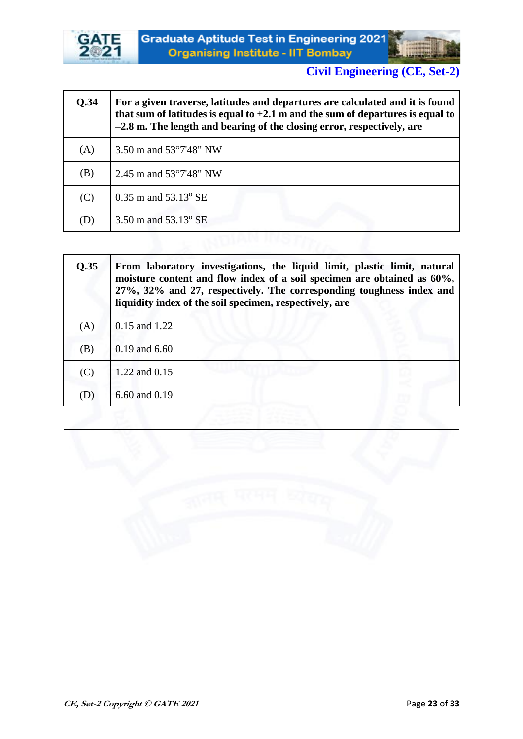| Q.34 | **For a given traverse, latitudes and departures are calculated and it is found that sum of latitudes is equal to +2.1 m and the sum of departures is equal to –2.8 m. The length and bearing of the closing error, respectively, are** |
|---|---|
| (A) | 3.50 m and 53°7'48" NW |
| (B) | 2.45 m and 53°7'48" NW |
| (C) | 0.35 m and 53.13° SE |
| (D) | 3.50 m and 53.13° SE |

| Q.35 | **From laboratory investigations, the liquid limit, plastic limit, natural moisture content and flow index of a soil specimen are obtained as 60%, 27%, 32% and 27, respectively. The corresponding toughness index and liquidity index of the soil specimen, respectively, are** |
|---|---|
| (A) | 0.15 and 1.22 |
| (B) | 0.19 and 6.60 |
| (C) | 1.22 and 0.15 |
| (D) | 6.60 and 0.19 |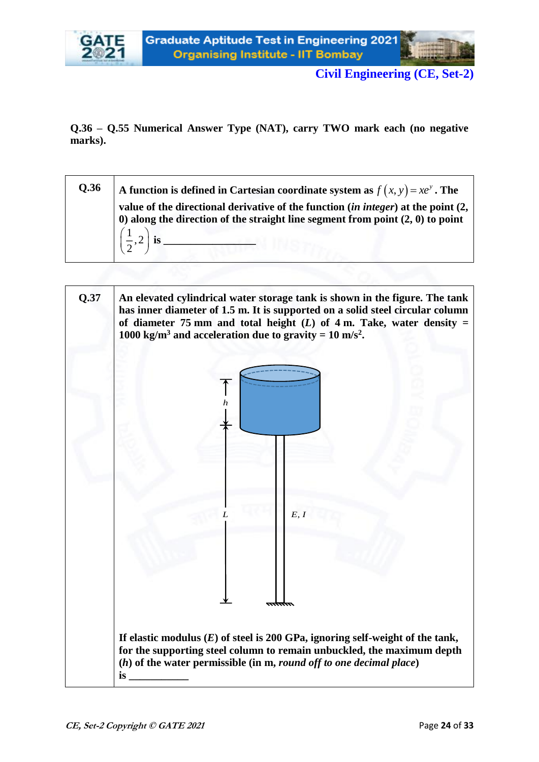**Q.36 – Q.55 Numerical Answer Type (NAT), carry TWO mark each (no negative marks).**

| | |
|---|---|
| **Q.36** | **A function is defined in Cartesian coordinate system as $f(x, y) = xe^y$. The value of the directional derivative of the function (*in integer*) at the point (2, 0) along the direction of the straight line segment from point (2, 0) to point $\left(\frac{1}{2}, 2\right)$ is ________________** |

**Q.37** **An elevated cylindrical water storage tank is shown in the figure. The tank has inner diameter of 1.5 m. It is supported on a solid steel circular column of diameter 75 mm and total height ($L$) of 4 m. Take, water density = 1000 kg/m$^3$ and acceleration due to gravity = 10 m/s$^2$.**

**If elastic modulus ($E$) of steel is 200 GPa, ignoring self-weight of the tank, for the supporting steel column to remain unbuckled, the maximum depth ($h$) of the water permissible (in m, *round off to one decimal place*) is ___________**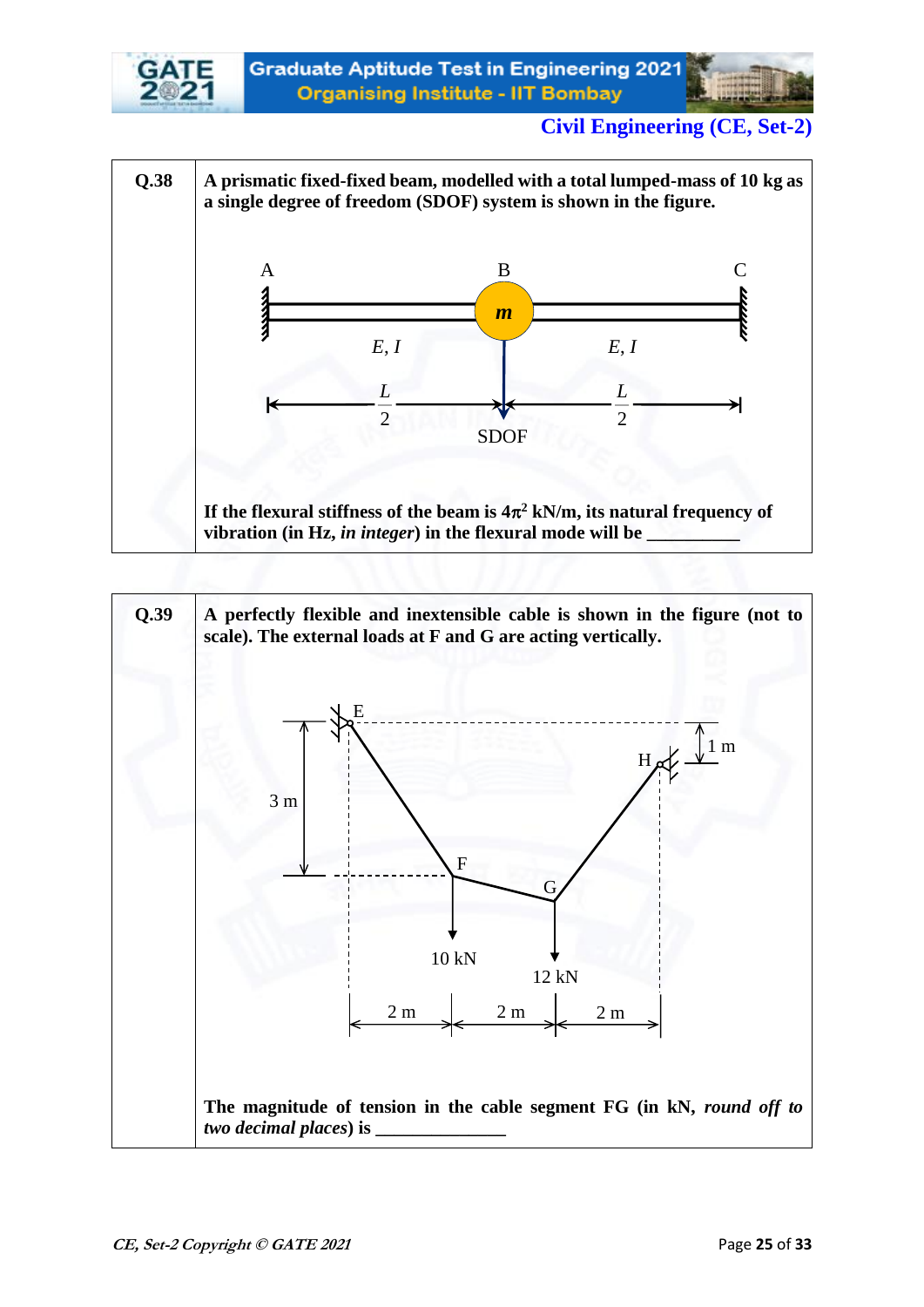**Civil Engineering (CE, Set-2)**

| | |
|---|---|
| **Q.38** | **A prismatic fixed-fixed beam, modelled with a total lumped-mass of 10 kg as a single degree of freedom (SDOF) system is shown in the figure.** <br><br> **If the flexural stiffness of the beam is $4\pi^2$ kN/m, its natural frequency of vibration (in Hz, *in integer*) in the flexural mode will be \_\_\_\_\_\_\_\_\_\_** |

| | |
|---|---|
| **Q.39** | **A perfectly flexible and inextensible cable is shown in the figure (not to scale). The external loads at F and G are acting vertically.** <br><br> **The magnitude of tension in the cable segment FG (in kN, *round off to two decimal places*) is \_\_\_\_\_\_\_\_\_\_\_\_\_\_** |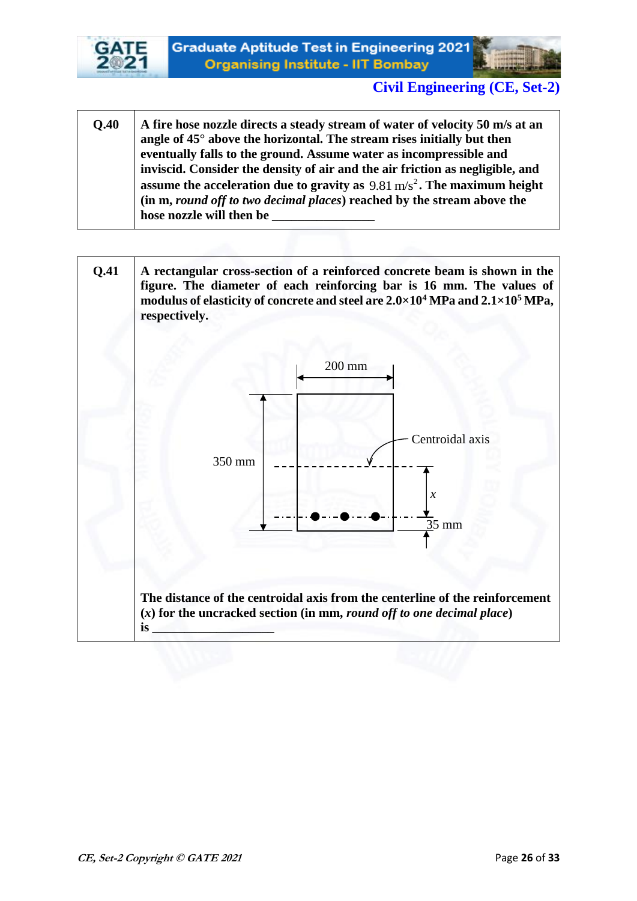**Civil Engineering (CE, Set-2)**

| | |
|---|---|
| **Q.40** | **A fire hose nozzle directs a steady stream of water of velocity 50 m/s at an angle of 45° above the horizontal. The stream rises initially but then eventually falls to the ground. Assume water as incompressible and inviscid. Consider the density of air and the air friction as negligible, and assume the acceleration due to gravity as $9.81\ \text{m/s}^2$. The maximum height (in m, *round off to two decimal places*) reached by the stream above the hose nozzle will then be ________________** |

| | |
|---|---|
| **Q.41** | **A rectangular cross-section of a reinforced concrete beam is shown in the figure. The diameter of each reinforcing bar is 16 mm. The values of modulus of elasticity of concrete and steel are $2.0\times10^4$ MPa and $2.1\times10^5$ MPa, respectively.** <br><br> 200 mm; 350 mm; Centroidal axis; $x$; 35 mm <br><br> **The distance of the centroidal axis from the centerline of the reinforcement ($x$) for the uncracked section (in mm, *round off to one decimal place*) is ____________________** |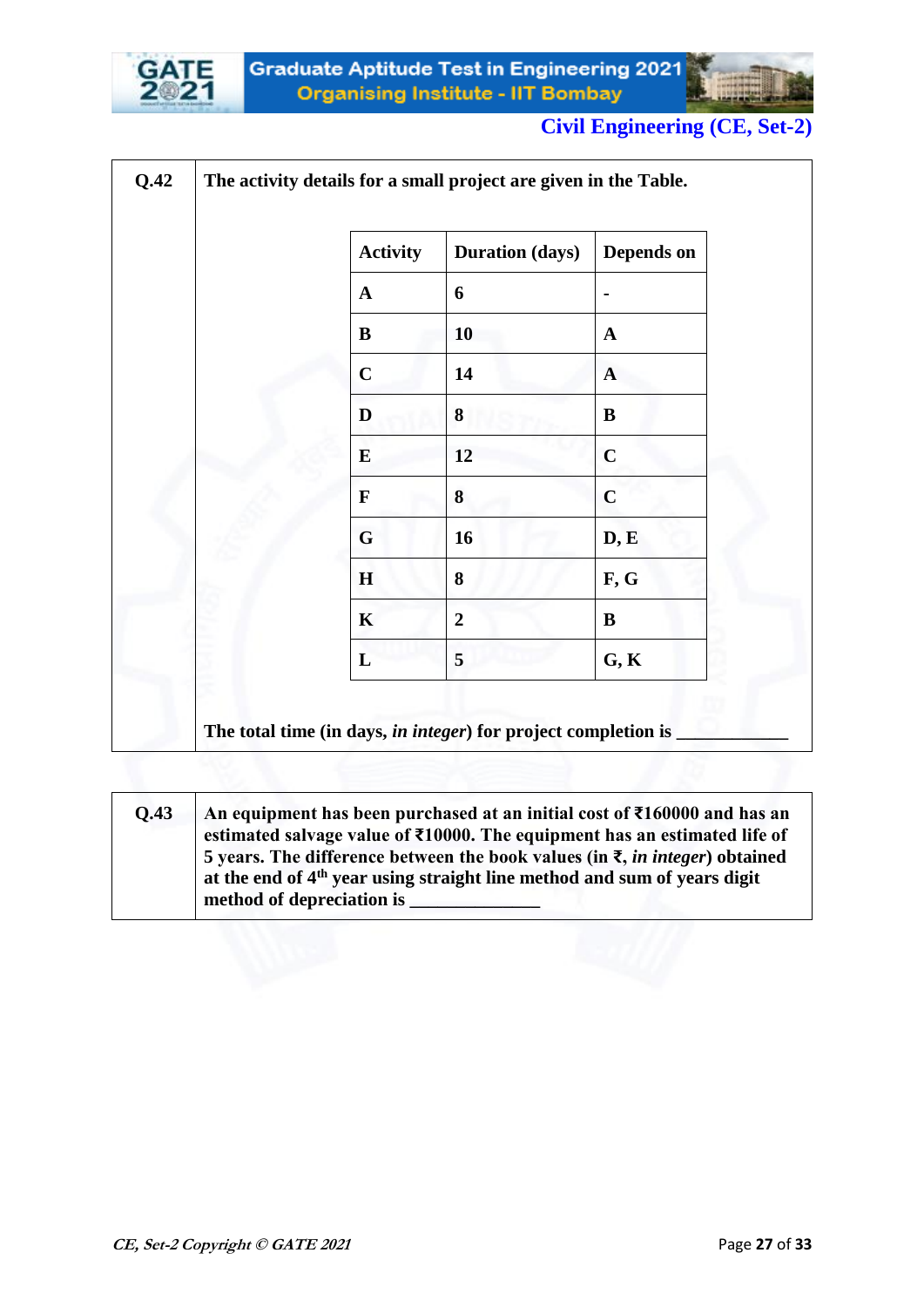**Q.42** The activity details for a small project are given in the Table.

| Activity | Duration (days) | Depends on |
|---|---|---|
| A | 6 | - |
| B | 10 | A |
| C | 14 | A |
| D | 8 | B |
| E | 12 | C |
| F | 8 | C |
| G | 16 | D, E |
| H | 8 | F, G |
| K | 2 | B |
| L | 5 | G, K |

The total time (in days, *in integer*) for project completion is ___________

**Q.43** An equipment has been purchased at an initial cost of ₹160000 and has an estimated salvage value of ₹10000. The equipment has an estimated life of 5 years. The difference between the book values (in ₹, *in integer*) obtained at the end of 4th year using straight line method and sum of years digit method of depreciation is _____________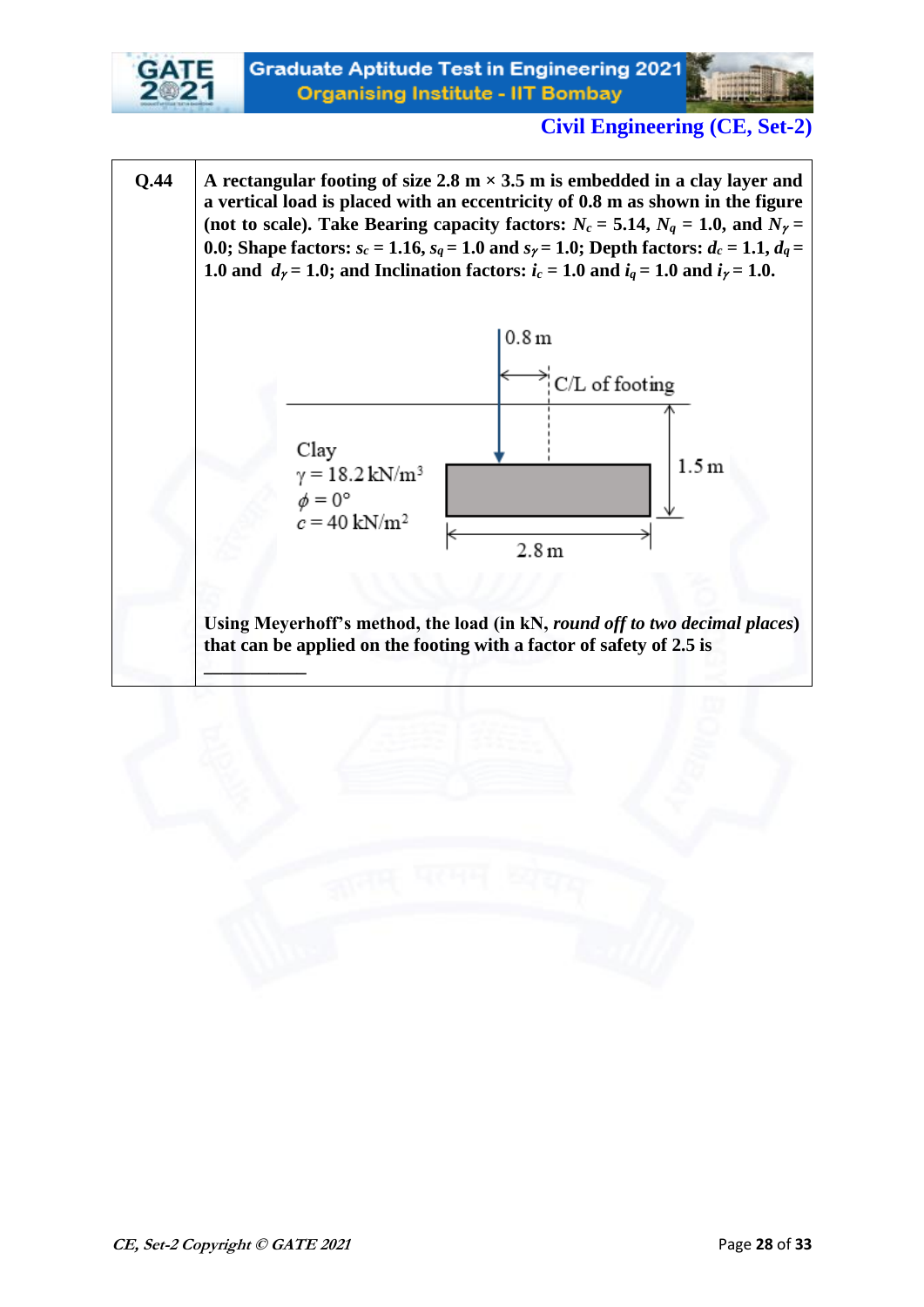**Q.44** A rectangular footing of size 2.8 m × 3.5 m is embedded in a clay layer and a vertical load is placed with an eccentricity of 0.8 m as shown in the figure (not to scale). Take Bearing capacity factors: $N_c$ = 5.14, $N_q$ = 1.0, and $N_\gamma$ = 0.0; Shape factors: $s_c$ = 1.16, $s_q$ = 1.0 and $s_\gamma$ = 1.0; Depth factors: $d_c$ = 1.1, $d_q$ = 1.0 and $d_\gamma$ = 1.0; and Inclination factors: $i_c$ = 1.0 and $i_q$ = 1.0 and $i_\gamma$ = 1.0.

0.8 m

C/L of footing

Clay
$\gamma = 18.2\ \text{kN/m}^3$
$\phi = 0°$
$c = 40\ \text{kN/m}^2$

1.5 m

2.8 m

Using Meyerhoff's method, the load (in kN, *round off to two decimal places*) that can be applied on the footing with a factor of safety of 2.5 is

\_\_\_\_\_\_\_\_\_\_\_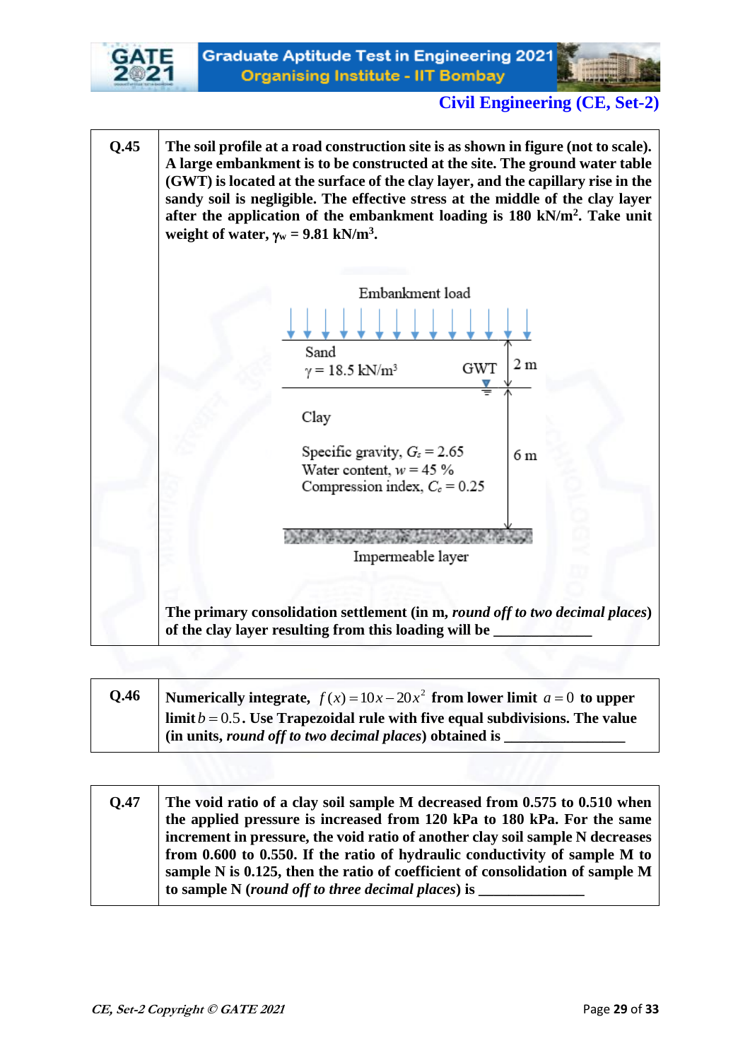**Q.45** The soil profile at a road construction site is as shown in figure (not to scale). A large embankment is to be constructed at the site. The ground water table (GWT) is located at the surface of the clay layer, and the capillary rise in the sandy soil is negligible. The effective stress at the middle of the clay layer after the application of the embankment loading is 180 kN/m$^2$. Take unit weight of water, $\gamma_w$ = 9.81 kN/m$^3$.

Embankment load

Sand
$\gamma = 18.5$ kN/m$^3$ — GWT — 2 m

Clay
Specific gravity, $G_s = 2.65$
Water content, $w = 45$ %
Compression index, $C_c = 0.25$ — 6 m

Impermeable layer

The primary consolidation settlement (in m, *round off to two decimal places*) of the clay layer resulting from this loading will be ____________

**Q.46** Numerically integrate, $f(x) = 10x - 20x^2$ from lower limit $a = 0$ to upper limit $b = 0.5$. Use Trapezoidal rule with five equal subdivisions. The value (in units, *round off to two decimal places*) obtained is ______________

**Q.47** The void ratio of a clay soil sample M decreased from 0.575 to 0.510 when the applied pressure is increased from 120 kPa to 180 kPa. For the same increment in pressure, the void ratio of another clay soil sample N decreases from 0.600 to 0.550. If the ratio of hydraulic conductivity of sample M to sample N is 0.125, then the ratio of coefficient of consolidation of sample M to sample N (*round off to three decimal places*) is _____________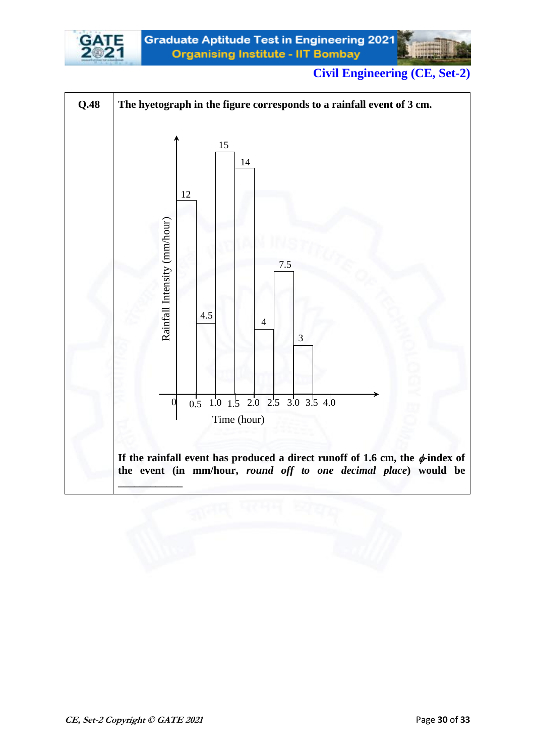**Q.48** The hyetograph in the figure corresponds to a rainfall event of 3 cm.

| Time (hour) | Rainfall Intensity (mm/hour) |
|---|---|
| 0 – 0.5 | 12 |
| 0.5 – 1.0 | 4.5 |
| 1.0 – 1.5 | 15 |
| 1.5 – 2.0 | 14 |
| 2.0 – 2.5 | 4 |
| 2.5 – 3.0 | 7.5 |
| 3.0 – 3.5 | 3 |

If the rainfall event has produced a direct runoff of 1.6 cm, the $\phi$-index of the event (in mm/hour, *round off to one decimal place*) would be \_\_\_\_\_\_\_\_\_\_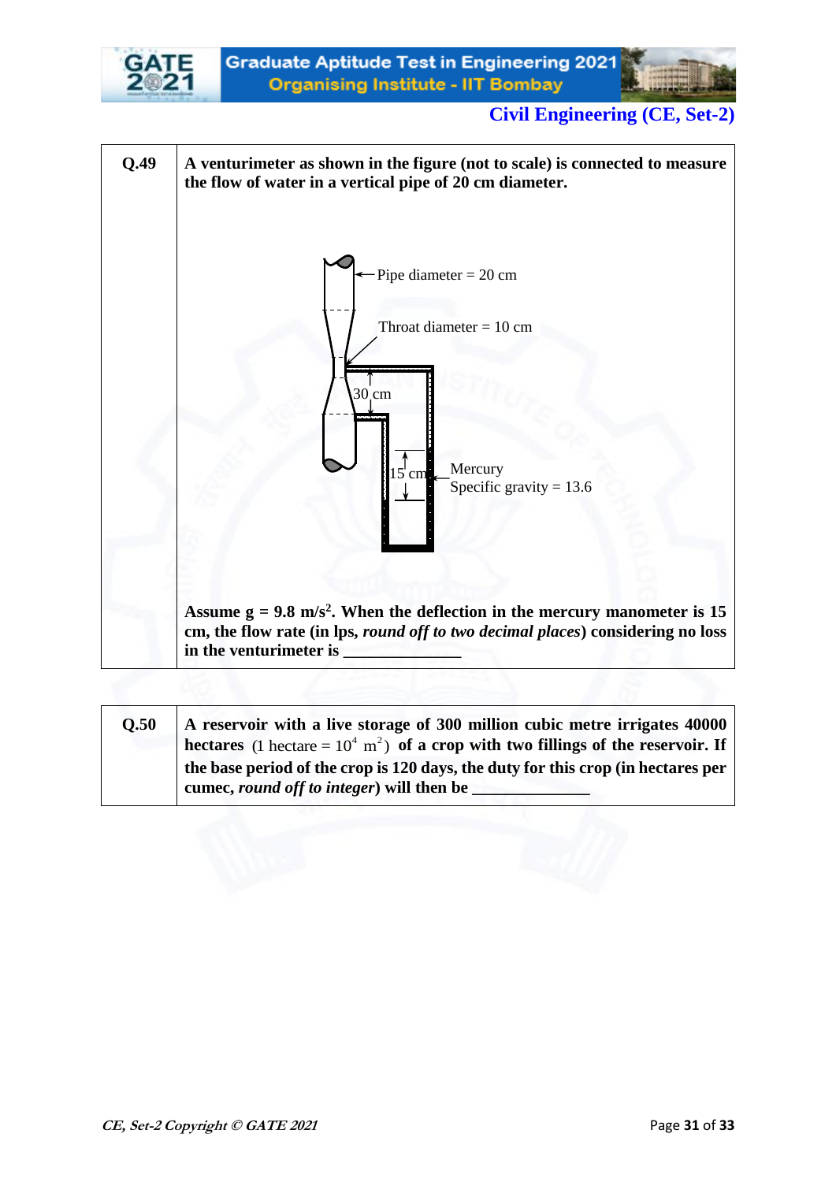| | |
|---|---|
| **Q.49** | **A venturimeter as shown in the figure (not to scale) is connected to measure the flow of water in a vertical pipe of 20 cm diameter.** |

Pipe diameter = 20 cm

Throat diameter = 10 cm

30 cm

15 cm

Mercury
Specific gravity = 13.6

**Assume g = 9.8 m/s$^2$. When the deflection in the mercury manometer is 15 cm, the flow rate (in lps, *round off to two decimal places*) considering no loss in the venturimeter is \_\_\_\_\_\_\_\_\_\_\_\_\_\_**

| | |
|---|---|
| **Q.50** | **A reservoir with a live storage of 300 million cubic metre irrigates 40000 hectares** $(1 \text{ hectare} = 10^4 \text{ m}^2)$ **of a crop with two fillings of the reservoir. If the base period of the crop is 120 days, the duty for this crop (in hectares per cumec, *round off to integer*) will then be \_\_\_\_\_\_\_\_\_\_\_\_\_\_** |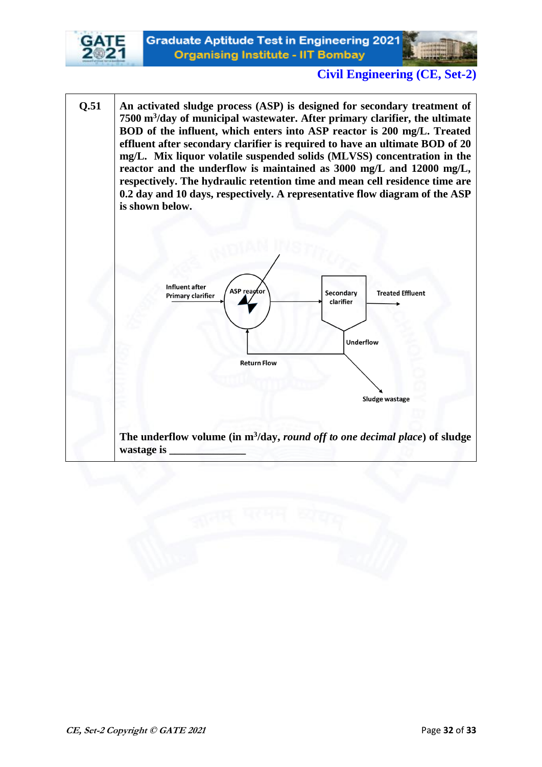| Q.51 | An activated sludge process (ASP) is designed for secondary treatment of 7500 $m^3$/day of municipal wastewater. After primary clarifier, the ultimate BOD of the influent, which enters into ASP reactor is 200 mg/L. Treated effluent after secondary clarifier is required to have an ultimate BOD of 20 mg/L. Mix liquor volatile suspended solids (MLVSS) concentration in the reactor and the underflow is maintained as 3000 mg/L and 12000 mg/L, respectively. The hydraulic retention time and mean cell residence time are 0.2 day and 10 days, respectively. A representative flow diagram of the ASP is shown below. |
|---|---|

Influent after Primary clarifier → ASP reactor → Secondary clarifier → Treated Effluent

Underflow → Return Flow (to ASP reactor)

Underflow → Sludge wastage

The underflow volume (in $m^3$/day, *round off to one decimal place*) of sludge wastage is _______________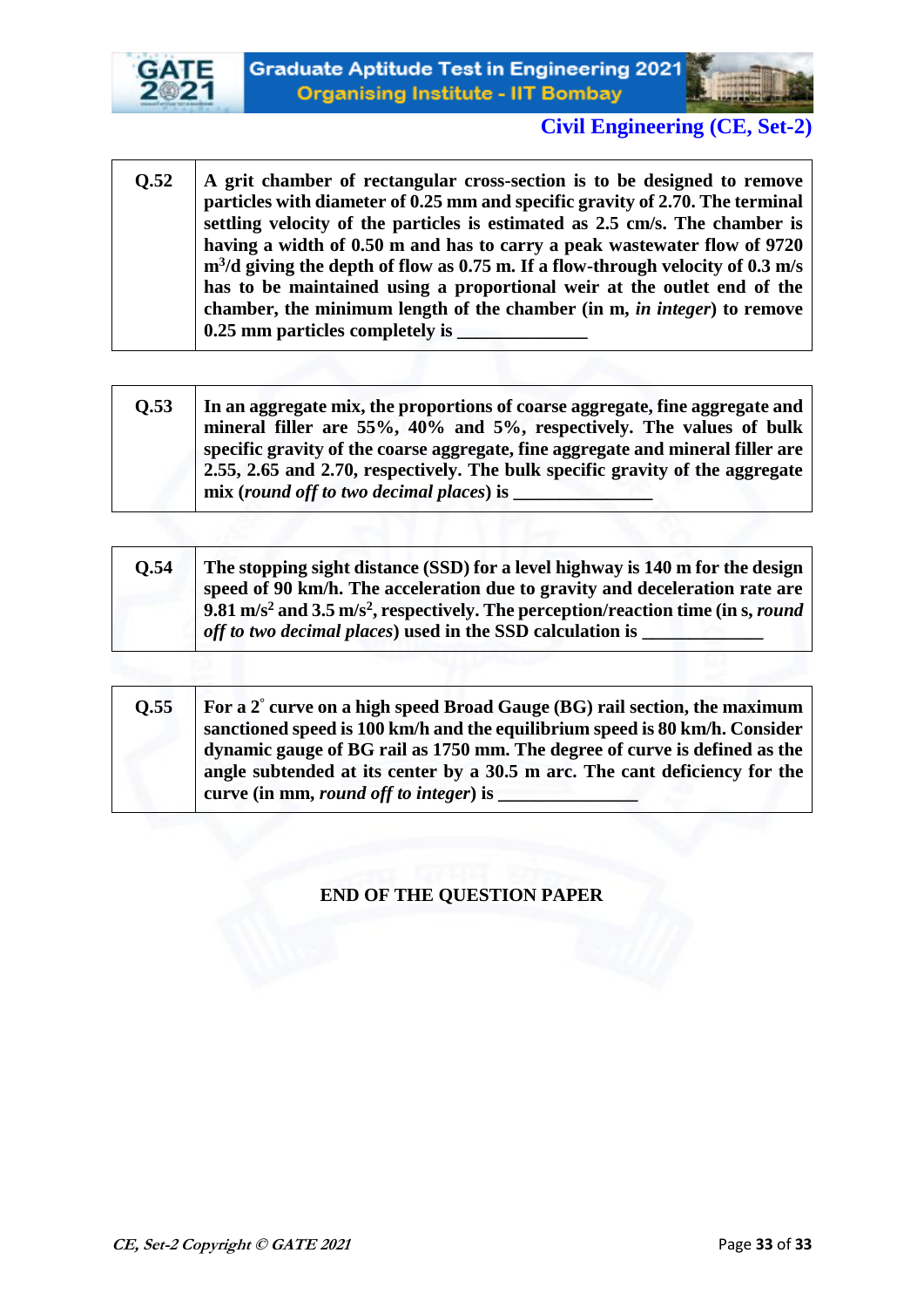| | |
|---|---|
| **Q.52** | **A grit chamber of rectangular cross-section is to be designed to remove particles with diameter of 0.25 mm and specific gravity of 2.70. The terminal settling velocity of the particles is estimated as 2.5 cm/s. The chamber is having a width of 0.50 m and has to carry a peak wastewater flow of 9720 $m^3/d$ giving the depth of flow as 0.75 m. If a flow-through velocity of 0.3 m/s has to be maintained using a proportional weir at the outlet end of the chamber, the minimum length of the chamber (in m, *in integer*) to remove 0.25 mm particles completely is \_\_\_\_\_\_\_\_\_\_\_\_\_** |

| | |
|---|---|
| **Q.53** | **In an aggregate mix, the proportions of coarse aggregate, fine aggregate and mineral filler are 55%, 40% and 5%, respectively. The values of bulk specific gravity of the coarse aggregate, fine aggregate and mineral filler are 2.55, 2.65 and 2.70, respectively. The bulk specific gravity of the aggregate mix (*round off to two decimal places*) is \_\_\_\_\_\_\_\_\_\_\_\_\_\_** |

| | |
|---|---|
| **Q.54** | **The stopping sight distance (SSD) for a level highway is 140 m for the design speed of 90 km/h. The acceleration due to gravity and deceleration rate are 9.81 $m/s^2$ and 3.5 $m/s^2$, respectively. The perception/reaction time (in s, *round off to two decimal places*) used in the SSD calculation is \_\_\_\_\_\_\_\_\_\_\_\_\_** |

| | |
|---|---|
| **Q.55** | **For a $2^{\circ}$ curve on a high speed Broad Gauge (BG) rail section, the maximum sanctioned speed is 100 km/h and the equilibrium speed is 80 km/h. Consider dynamic gauge of BG rail as 1750 mm. The degree of curve is defined as the angle subtended at its center by a 30.5 m arc. The cant deficiency for the curve (in mm, *round off to integer*) is \_\_\_\_\_\_\_\_\_\_\_\_\_\_** |

**END OF THE QUESTION PAPER**